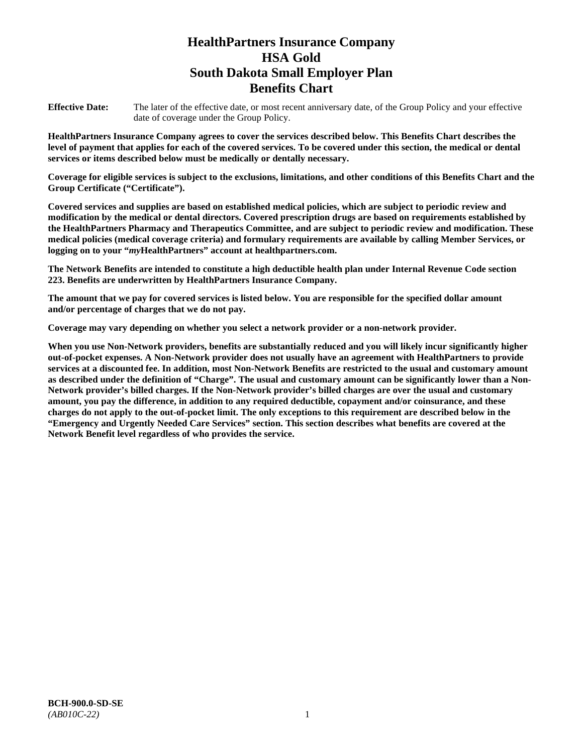# HealthPartners Insurance Company
# HSA Gold
# South Dakota Small Employer Plan
# Benefits Chart

**Effective Date:** The later of the effective date, or most recent anniversary date, of the Group Policy and your effective date of coverage under the Group Policy.

**HealthPartners Insurance Company agrees to cover the services described below. This Benefits Chart describes the level of payment that applies for each of the covered services. To be covered under this section, the medical or dental services or items described below must be medically or dentally necessary.**

**Coverage for eligible services is subject to the exclusions, limitations, and other conditions of this Benefits Chart and the Group Certificate ("Certificate").**

**Covered services and supplies are based on established medical policies, which are subject to periodic review and modification by the medical or dental directors. Covered prescription drugs are based on requirements established by the HealthPartners Pharmacy and Therapeutics Committee, and are subject to periodic review and modification. These medical policies (medical coverage criteria) and formulary requirements are available by calling Member Services, or logging on to your "*my*HealthPartners" account at healthpartners.com.**

**The Network Benefits are intended to constitute a high deductible health plan under Internal Revenue Code section 223. Benefits are underwritten by HealthPartners Insurance Company.**

**The amount that we pay for covered services is listed below. You are responsible for the specified dollar amount and/or percentage of charges that we do not pay.**

**Coverage may vary depending on whether you select a network provider or a non-network provider.**

**When you use Non-Network providers, benefits are substantially reduced and you will likely incur significantly higher out-of-pocket expenses. A Non-Network provider does not usually have an agreement with HealthPartners to provide services at a discounted fee. In addition, most Non-Network Benefits are restricted to the usual and customary amount as described under the definition of "Charge". The usual and customary amount can be significantly lower than a Non-Network provider's billed charges. If the Non-Network provider's billed charges are over the usual and customary amount, you pay the difference, in addition to any required deductible, copayment and/or coinsurance, and these charges do not apply to the out-of-pocket limit. The only exceptions to this requirement are described below in the "Emergency and Urgently Needed Care Services" section. This section describes what benefits are covered at the Network Benefit level regardless of who provides the service.**

**BCH-900.0-SD-SE**
*(AB010C-22)*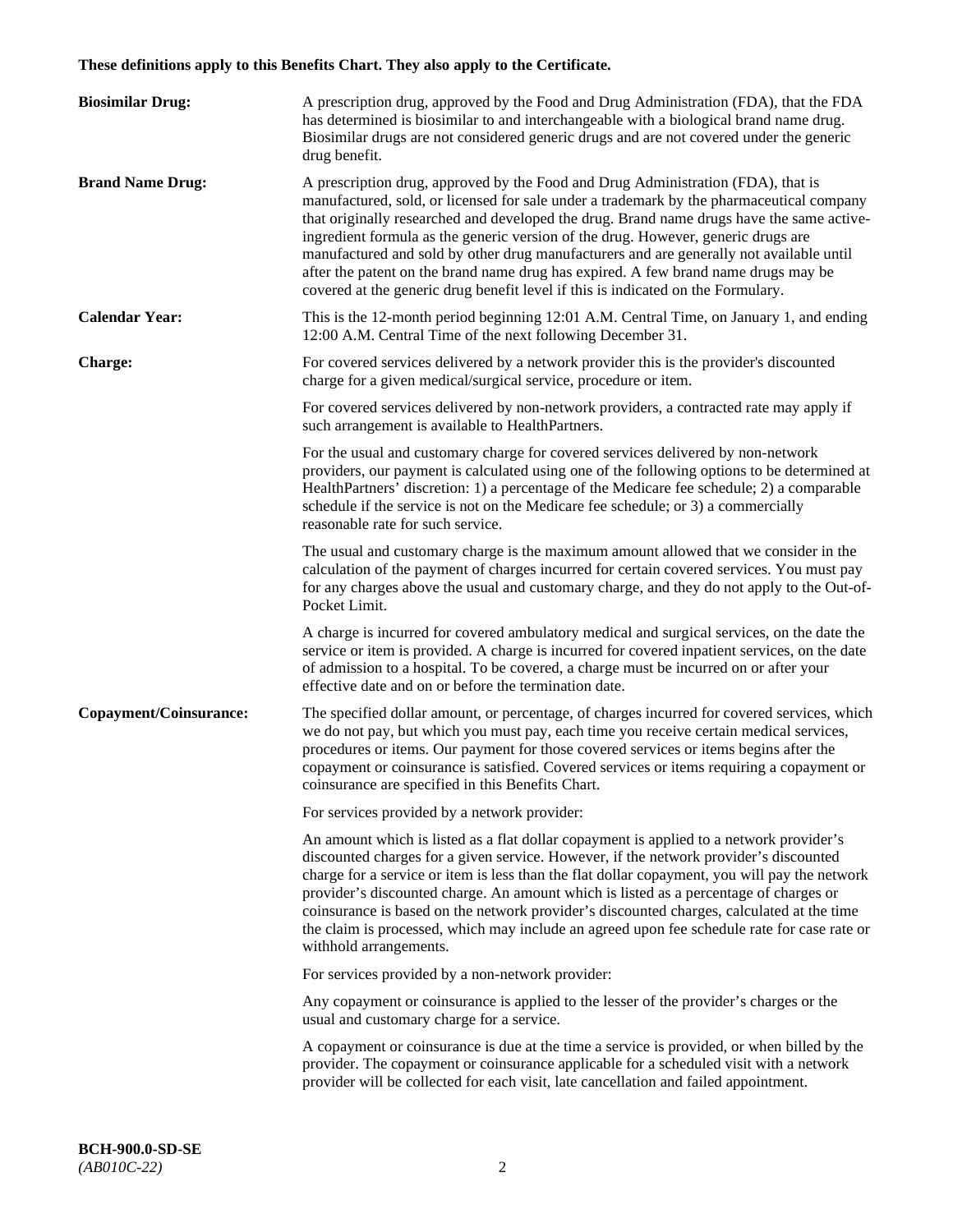**These definitions apply to this Benefits Chart. They also apply to the Certificate.**

**Biosimilar Drug:**

A prescription drug, approved by the Food and Drug Administration (FDA), that the FDA has determined is biosimilar to and interchangeable with a biological brand name drug. Biosimilar drugs are not considered generic drugs and are not covered under the generic drug benefit.

**Brand Name Drug:**

A prescription drug, approved by the Food and Drug Administration (FDA), that is manufactured, sold, or licensed for sale under a trademark by the pharmaceutical company that originally researched and developed the drug. Brand name drugs have the same active-ingredient formula as the generic version of the drug. However, generic drugs are manufactured and sold by other drug manufacturers and are generally not available until after the patent on the brand name drug has expired. A few brand name drugs may be covered at the generic drug benefit level if this is indicated on the Formulary.

**Calendar Year:**

This is the 12-month period beginning 12:01 A.M. Central Time, on January 1, and ending 12:00 A.M. Central Time of the next following December 31.

**Charge:**

For covered services delivered by a network provider this is the provider's discounted charge for a given medical/surgical service, procedure or item.

For covered services delivered by non-network providers, a contracted rate may apply if such arrangement is available to HealthPartners.

For the usual and customary charge for covered services delivered by non-network providers, our payment is calculated using one of the following options to be determined at HealthPartners' discretion: 1) a percentage of the Medicare fee schedule; 2) a comparable schedule if the service is not on the Medicare fee schedule; or 3) a commercially reasonable rate for such service.

The usual and customary charge is the maximum amount allowed that we consider in the calculation of the payment of charges incurred for certain covered services. You must pay for any charges above the usual and customary charge, and they do not apply to the Out-of-Pocket Limit.

A charge is incurred for covered ambulatory medical and surgical services, on the date the service or item is provided. A charge is incurred for covered inpatient services, on the date of admission to a hospital. To be covered, a charge must be incurred on or after your effective date and on or before the termination date.

**Copayment/Coinsurance:**

The specified dollar amount, or percentage, of charges incurred for covered services, which we do not pay, but which you must pay, each time you receive certain medical services, procedures or items. Our payment for those covered services or items begins after the copayment or coinsurance is satisfied. Covered services or items requiring a copayment or coinsurance are specified in this Benefits Chart.

For services provided by a network provider:

An amount which is listed as a flat dollar copayment is applied to a network provider's discounted charges for a given service. However, if the network provider's discounted charge for a service or item is less than the flat dollar copayment, you will pay the network provider's discounted charge. An amount which is listed as a percentage of charges or coinsurance is based on the network provider's discounted charges, calculated at the time the claim is processed, which may include an agreed upon fee schedule rate for case rate or withhold arrangements.

For services provided by a non-network provider:

Any copayment or coinsurance is applied to the lesser of the provider's charges or the usual and customary charge for a service.

A copayment or coinsurance is due at the time a service is provided, or when billed by the provider. The copayment or coinsurance applicable for a scheduled visit with a network provider will be collected for each visit, late cancellation and failed appointment.

**BCH-900.0-SD-SE**
*(AB010C-22)*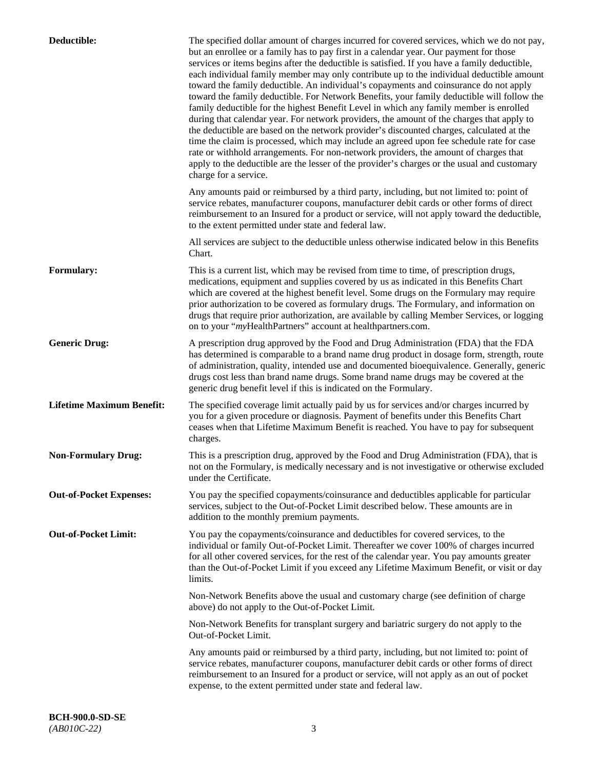**Deductible:** The specified dollar amount of charges incurred for covered services, which we do not pay, but an enrollee or a family has to pay first in a calendar year. Our payment for those services or items begins after the deductible is satisfied. If you have a family deductible, each individual family member may only contribute up to the individual deductible amount toward the family deductible. An individual's copayments and coinsurance do not apply toward the family deductible. For Network Benefits, your family deductible will follow the family deductible for the highest Benefit Level in which any family member is enrolled during that calendar year. For network providers, the amount of the charges that apply to the deductible are based on the network provider's discounted charges, calculated at the time the claim is processed, which may include an agreed upon fee schedule rate for case rate or withhold arrangements. For non-network providers, the amount of charges that apply to the deductible are the lesser of the provider's charges or the usual and customary charge for a service.

Any amounts paid or reimbursed by a third party, including, but not limited to: point of service rebates, manufacturer coupons, manufacturer debit cards or other forms of direct reimbursement to an Insured for a product or service, will not apply toward the deductible, to the extent permitted under state and federal law.

All services are subject to the deductible unless otherwise indicated below in this Benefits Chart.

**Formulary:** This is a current list, which may be revised from time to time, of prescription drugs, medications, equipment and supplies covered by us as indicated in this Benefits Chart which are covered at the highest benefit level. Some drugs on the Formulary may require prior authorization to be covered as formulary drugs. The Formulary, and information on drugs that require prior authorization, are available by calling Member Services, or logging on to your "*my*HealthPartners" account at healthpartners.com.

**Generic Drug:** A prescription drug approved by the Food and Drug Administration (FDA) that the FDA has determined is comparable to a brand name drug product in dosage form, strength, route of administration, quality, intended use and documented bioequivalence. Generally, generic drugs cost less than brand name drugs. Some brand name drugs may be covered at the generic drug benefit level if this is indicated on the Formulary.

**Lifetime Maximum Benefit:** The specified coverage limit actually paid by us for services and/or charges incurred by you for a given procedure or diagnosis. Payment of benefits under this Benefits Chart ceases when that Lifetime Maximum Benefit is reached. You have to pay for subsequent charges.

**Non-Formulary Drug:** This is a prescription drug, approved by the Food and Drug Administration (FDA), that is not on the Formulary, is medically necessary and is not investigative or otherwise excluded under the Certificate.

**Out-of-Pocket Expenses:** You pay the specified copayments/coinsurance and deductibles applicable for particular services, subject to the Out-of-Pocket Limit described below. These amounts are in addition to the monthly premium payments.

**Out-of-Pocket Limit:** You pay the copayments/coinsurance and deductibles for covered services, to the individual or family Out-of-Pocket Limit. Thereafter we cover 100% of charges incurred for all other covered services, for the rest of the calendar year. You pay amounts greater than the Out-of-Pocket Limit if you exceed any Lifetime Maximum Benefit, or visit or day limits.

Non-Network Benefits above the usual and customary charge (see definition of charge above) do not apply to the Out-of-Pocket Limit.

Non-Network Benefits for transplant surgery and bariatric surgery do not apply to the Out-of-Pocket Limit.

Any amounts paid or reimbursed by a third party, including, but not limited to: point of service rebates, manufacturer coupons, manufacturer debit cards or other forms of direct reimbursement to an Insured for a product or service, will not apply as an out of pocket expense, to the extent permitted under state and federal law.

**BCH-900.0-SD-SE**
*(AB010C-22)*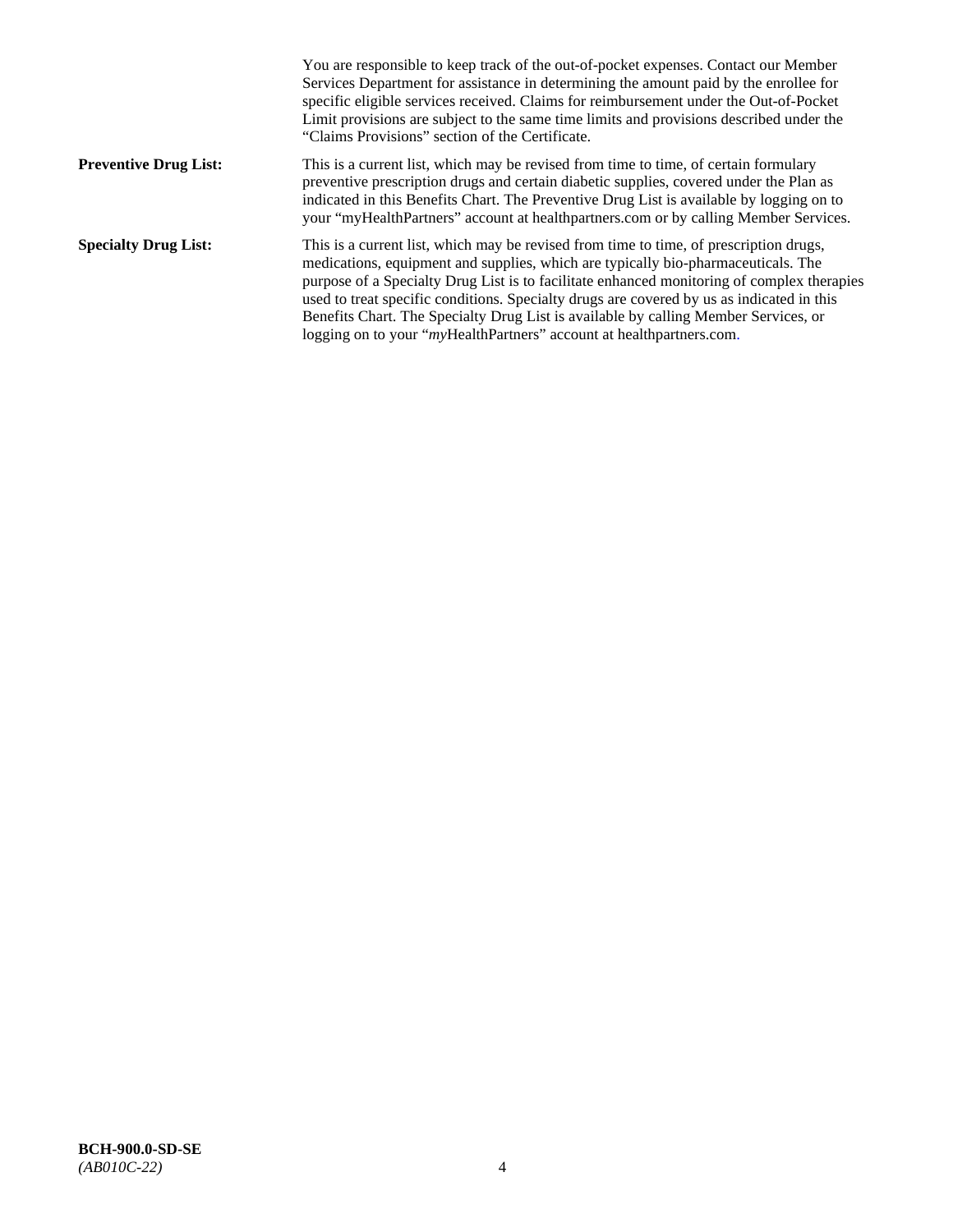You are responsible to keep track of the out-of-pocket expenses. Contact our Member Services Department for assistance in determining the amount paid by the enrollee for specific eligible services received. Claims for reimbursement under the Out-of-Pocket Limit provisions are subject to the same time limits and provisions described under the "Claims Provisions" section of the Certificate.

**Preventive Drug List:** This is a current list, which may be revised from time to time, of certain formulary preventive prescription drugs and certain diabetic supplies, covered under the Plan as indicated in this Benefits Chart. The Preventive Drug List is available by logging on to your "myHealthPartners" account at healthpartners.com or by calling Member Services.

**Specialty Drug List:** This is a current list, which may be revised from time to time, of prescription drugs, medications, equipment and supplies, which are typically bio-pharmaceuticals. The purpose of a Specialty Drug List is to facilitate enhanced monitoring of complex therapies used to treat specific conditions. Specialty drugs are covered by us as indicated in this Benefits Chart. The Specialty Drug List is available by calling Member Services, or logging on to your "*my*HealthPartners" account at healthpartners.com.

**BCH-900.0-SD-SE**
*(AB010C-22)*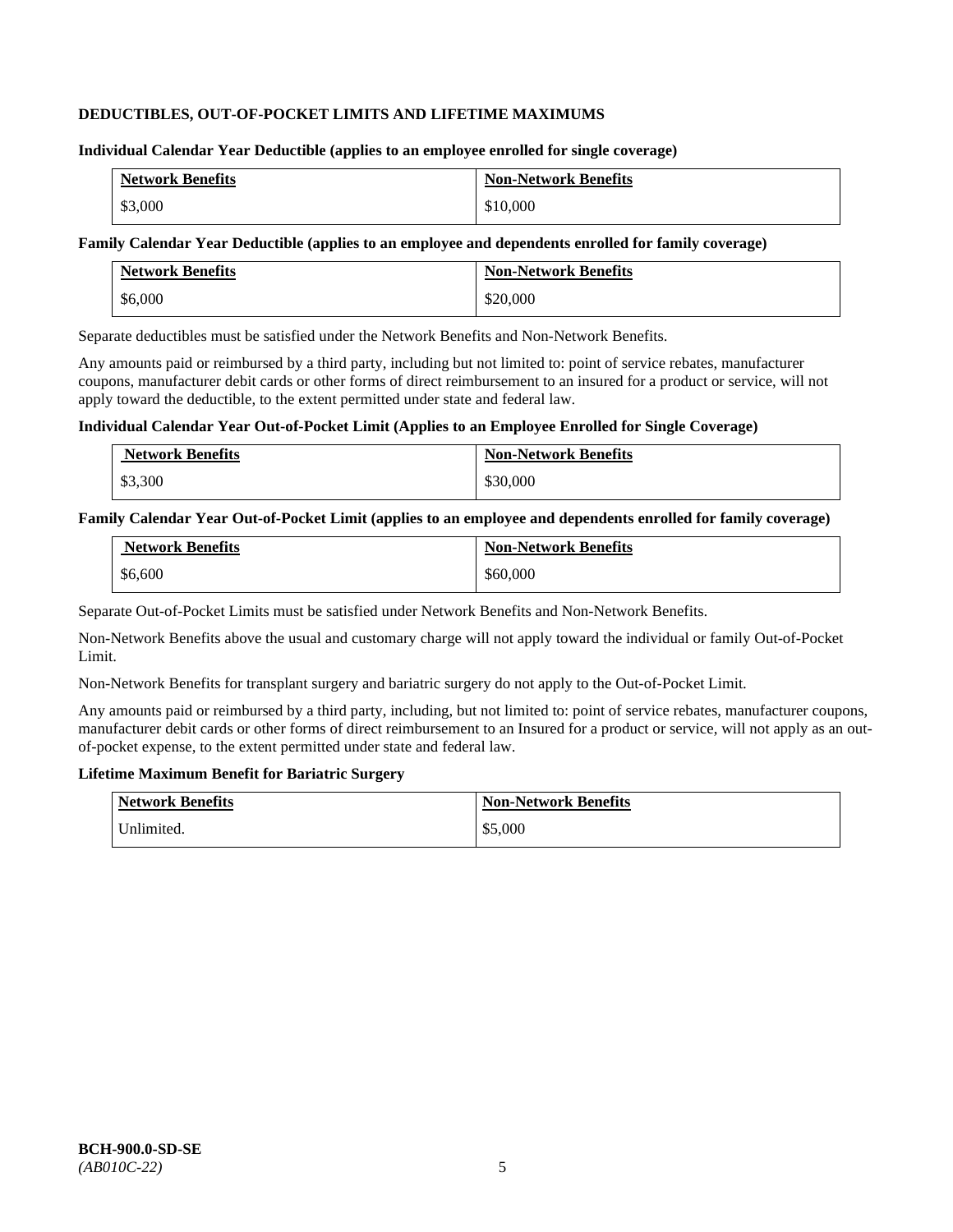**DEDUCTIBLES, OUT-OF-POCKET LIMITS AND LIFETIME MAXIMUMS**

**Individual Calendar Year Deductible (applies to an employee enrolled for single coverage)**

| Network Benefits | Non-Network Benefits |
| --- | --- |
| $3,000 | $10,000 |

**Family Calendar Year Deductible (applies to an employee and dependents enrolled for family coverage)**

| Network Benefits | Non-Network Benefits |
| --- | --- |
| $6,000 | $20,000 |

Separate deductibles must be satisfied under the Network Benefits and Non-Network Benefits.

Any amounts paid or reimbursed by a third party, including but not limited to: point of service rebates, manufacturer coupons, manufacturer debit cards or other forms of direct reimbursement to an insured for a product or service, will not apply toward the deductible, to the extent permitted under state and federal law.

**Individual Calendar Year Out-of-Pocket Limit (Applies to an Employee Enrolled for Single Coverage)**

| Network Benefits | Non-Network Benefits |
| --- | --- |
| $3,300 | $30,000 |

**Family Calendar Year Out-of-Pocket Limit (applies to an employee and dependents enrolled for family coverage)**

| Network Benefits | Non-Network Benefits |
| --- | --- |
| $6,600 | $60,000 |

Separate Out-of-Pocket Limits must be satisfied under Network Benefits and Non-Network Benefits.

Non-Network Benefits above the usual and customary charge will not apply toward the individual or family Out-of-Pocket Limit.

Non-Network Benefits for transplant surgery and bariatric surgery do not apply to the Out-of-Pocket Limit.

Any amounts paid or reimbursed by a third party, including, but not limited to: point of service rebates, manufacturer coupons, manufacturer debit cards or other forms of direct reimbursement to an Insured for a product or service, will not apply as an out-of-pocket expense, to the extent permitted under state and federal law.

**Lifetime Maximum Benefit for Bariatric Surgery**

| Network Benefits | Non-Network Benefits |
| --- | --- |
| Unlimited. | $5,000 |

**BCH-900.0-SD-SE**
*(AB010C-22)*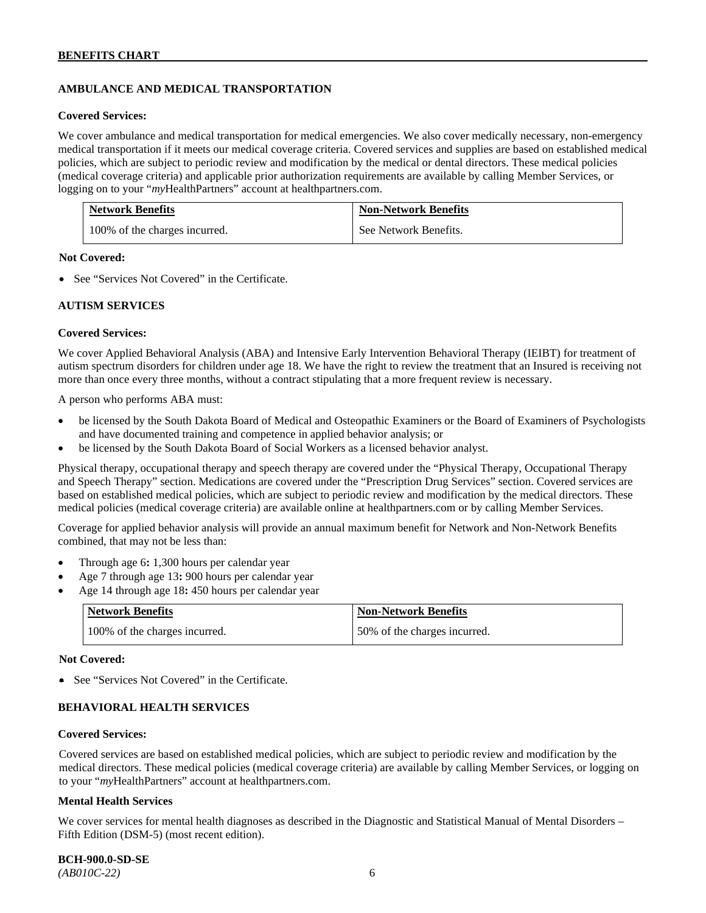**BENEFITS CHART**

## AMBULANCE AND MEDICAL TRANSPORTATION

**Covered Services:**

We cover ambulance and medical transportation for medical emergencies. We also cover medically necessary, non-emergency medical transportation if it meets our medical coverage criteria. Covered services and supplies are based on established medical policies, which are subject to periodic review and modification by the medical or dental directors. These medical policies (medical coverage criteria) and applicable prior authorization requirements are available by calling Member Services, or logging on to your "*my*HealthPartners" account at healthpartners.com.

| Network Benefits | Non-Network Benefits |
|---|---|
| 100% of the charges incurred. | See Network Benefits. |

**Not Covered:**

- See "Services Not Covered" in the Certificate.

## AUTISM SERVICES

**Covered Services:**

We cover Applied Behavioral Analysis (ABA) and Intensive Early Intervention Behavioral Therapy (IEIBT) for treatment of autism spectrum disorders for children under age 18. We have the right to review the treatment that an Insured is receiving not more than once every three months, without a contract stipulating that a more frequent review is necessary.

A person who performs ABA must:

- be licensed by the South Dakota Board of Medical and Osteopathic Examiners or the Board of Examiners of Psychologists and have documented training and competence in applied behavior analysis; or
- be licensed by the South Dakota Board of Social Workers as a licensed behavior analyst.

Physical therapy, occupational therapy and speech therapy are covered under the "Physical Therapy, Occupational Therapy and Speech Therapy" section. Medications are covered under the "Prescription Drug Services" section. Covered services are based on established medical policies, which are subject to periodic review and modification by the medical directors. These medical policies (medical coverage criteria) are available online at healthpartners.com or by calling Member Services.

Coverage for applied behavior analysis will provide an annual maximum benefit for Network and Non-Network Benefits combined, that may not be less than:

- Through age 6**:** 1,300 hours per calendar year
- Age 7 through age 13**:** 900 hours per calendar year
- Age 14 through age 18**:** 450 hours per calendar year

| Network Benefits | Non-Network Benefits |
|---|---|
| 100% of the charges incurred. | 50% of the charges incurred. |

**Not Covered:**

- See "Services Not Covered" in the Certificate.

## BEHAVIORAL HEALTH SERVICES

**Covered Services:**

Covered services are based on established medical policies, which are subject to periodic review and modification by the medical directors. These medical policies (medical coverage criteria) are available by calling Member Services, or logging on to your "*my*HealthPartners" account at healthpartners.com.

**Mental Health Services**

We cover services for mental health diagnoses as described in the Diagnostic and Statistical Manual of Mental Disorders – Fifth Edition (DSM-5) (most recent edition).

**BCH-900.0-SD-SE**
*(AB010C-22)*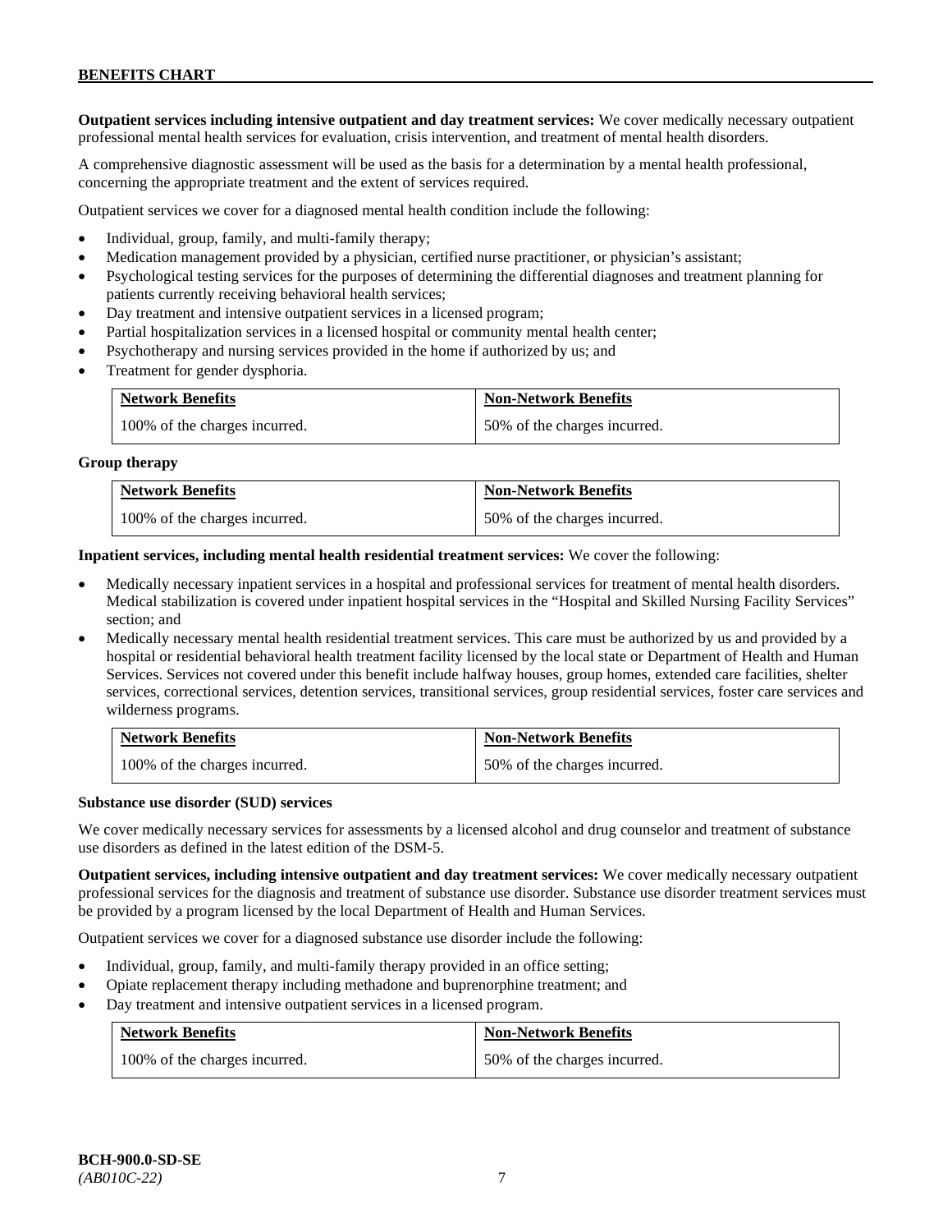**Outpatient services including intensive outpatient and day treatment services:** We cover medically necessary outpatient professional mental health services for evaluation, crisis intervention, and treatment of mental health disorders.

A comprehensive diagnostic assessment will be used as the basis for a determination by a mental health professional, concerning the appropriate treatment and the extent of services required.

Outpatient services we cover for a diagnosed mental health condition include the following:

- Individual, group, family, and multi-family therapy;
- Medication management provided by a physician, certified nurse practitioner, or physician's assistant;
- Psychological testing services for the purposes of determining the differential diagnoses and treatment planning for patients currently receiving behavioral health services;
- Day treatment and intensive outpatient services in a licensed program;
- Partial hospitalization services in a licensed hospital or community mental health center;
- Psychotherapy and nursing services provided in the home if authorized by us; and
- Treatment for gender dysphoria.

| Network Benefits | Non-Network Benefits |
|---|---|
| 100% of the charges incurred. | 50% of the charges incurred. |

**Group therapy**

| Network Benefits | Non-Network Benefits |
|---|---|
| 100% of the charges incurred. | 50% of the charges incurred. |

**Inpatient services, including mental health residential treatment services:** We cover the following:

- Medically necessary inpatient services in a hospital and professional services for treatment of mental health disorders. Medical stabilization is covered under inpatient hospital services in the "Hospital and Skilled Nursing Facility Services" section; and
- Medically necessary mental health residential treatment services. This care must be authorized by us and provided by a hospital or residential behavioral health treatment facility licensed by the local state or Department of Health and Human Services. Services not covered under this benefit include halfway houses, group homes, extended care facilities, shelter services, correctional services, detention services, transitional services, group residential services, foster care services and wilderness programs.

| Network Benefits | Non-Network Benefits |
|---|---|
| 100% of the charges incurred. | 50% of the charges incurred. |

**Substance use disorder (SUD) services**

We cover medically necessary services for assessments by a licensed alcohol and drug counselor and treatment of substance use disorders as defined in the latest edition of the DSM-5.

**Outpatient services, including intensive outpatient and day treatment services:** We cover medically necessary outpatient professional services for the diagnosis and treatment of substance use disorder. Substance use disorder treatment services must be provided by a program licensed by the local Department of Health and Human Services.

Outpatient services we cover for a diagnosed substance use disorder include the following:

- Individual, group, family, and multi-family therapy provided in an office setting;
- Opiate replacement therapy including methadone and buprenorphine treatment; and
- Day treatment and intensive outpatient services in a licensed program.

| Network Benefits | Non-Network Benefits |
|---|---|
| 100% of the charges incurred. | 50% of the charges incurred. |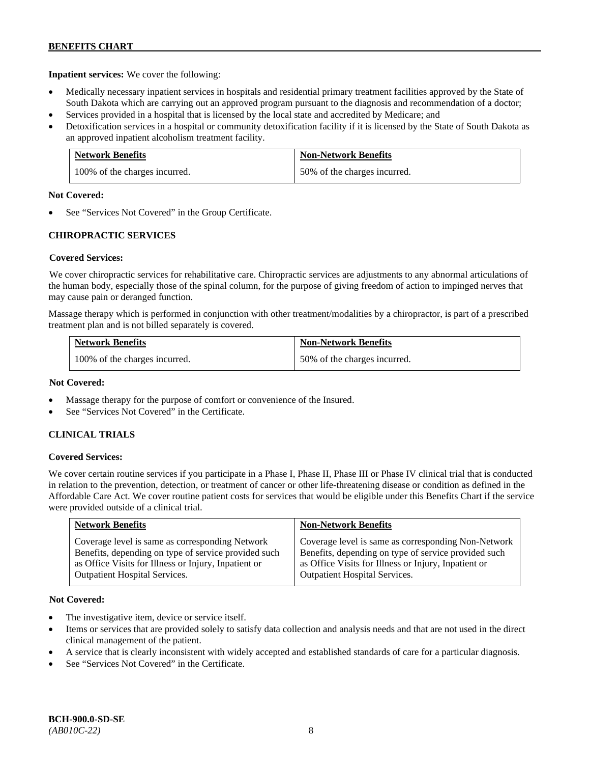**Inpatient services:** We cover the following:

- Medically necessary inpatient services in hospitals and residential primary treatment facilities approved by the State of South Dakota which are carrying out an approved program pursuant to the diagnosis and recommendation of a doctor;
- Services provided in a hospital that is licensed by the local state and accredited by Medicare; and
- Detoxification services in a hospital or community detoxification facility if it is licensed by the State of South Dakota as an approved inpatient alcoholism treatment facility.

| Network Benefits | Non-Network Benefits |
| --- | --- |
| 100% of the charges incurred. | 50% of the charges incurred. |

**Not Covered:**

- See "Services Not Covered" in the Group Certificate.

## CHIROPRACTIC SERVICES

**Covered Services:**

We cover chiropractic services for rehabilitative care. Chiropractic services are adjustments to any abnormal articulations of the human body, especially those of the spinal column, for the purpose of giving freedom of action to impinged nerves that may cause pain or deranged function.

Massage therapy which is performed in conjunction with other treatment/modalities by a chiropractor, is part of a prescribed treatment plan and is not billed separately is covered.

| Network Benefits | Non-Network Benefits |
| --- | --- |
| 100% of the charges incurred. | 50% of the charges incurred. |

**Not Covered:**

- Massage therapy for the purpose of comfort or convenience of the Insured.
- See "Services Not Covered" in the Certificate.

## CLINICAL TRIALS

**Covered Services:**

We cover certain routine services if you participate in a Phase I, Phase II, Phase III or Phase IV clinical trial that is conducted in relation to the prevention, detection, or treatment of cancer or other life-threatening disease or condition as defined in the Affordable Care Act. We cover routine patient costs for services that would be eligible under this Benefits Chart if the service were provided outside of a clinical trial.

| Network Benefits | Non-Network Benefits |
| --- | --- |
| Coverage level is same as corresponding Network Benefits, depending on type of service provided such as Office Visits for Illness or Injury, Inpatient or Outpatient Hospital Services. | Coverage level is same as corresponding Non-Network Benefits, depending on type of service provided such as Office Visits for Illness or Injury, Inpatient or Outpatient Hospital Services. |

**Not Covered:**

- The investigative item, device or service itself.
- Items or services that are provided solely to satisfy data collection and analysis needs and that are not used in the direct clinical management of the patient.
- A service that is clearly inconsistent with widely accepted and established standards of care for a particular diagnosis.
- See "Services Not Covered" in the Certificate.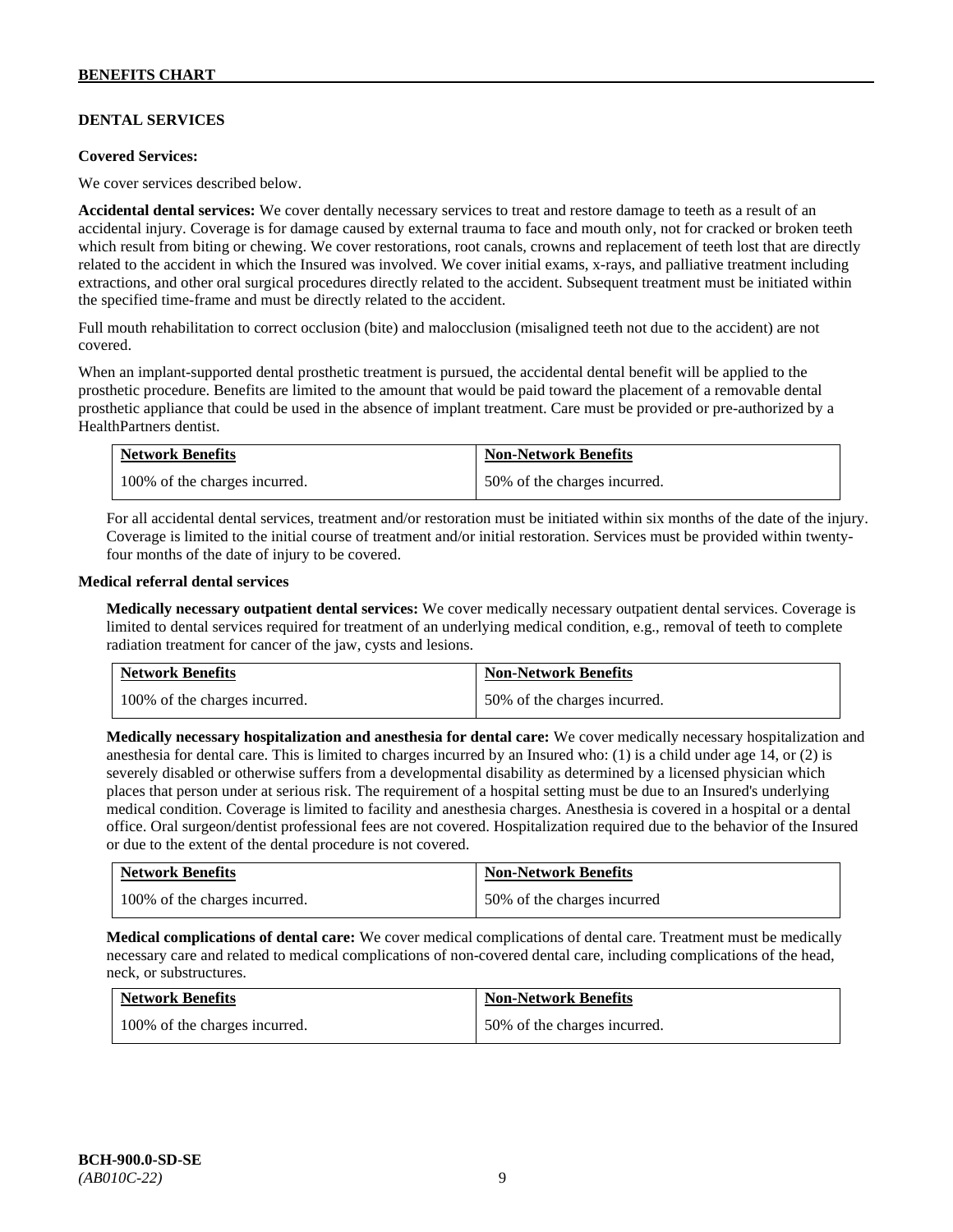## DENTAL SERVICES

**Covered Services:**

We cover services described below.

**Accidental dental services:** We cover dentally necessary services to treat and restore damage to teeth as a result of an accidental injury. Coverage is for damage caused by external trauma to face and mouth only, not for cracked or broken teeth which result from biting or chewing. We cover restorations, root canals, crowns and replacement of teeth lost that are directly related to the accident in which the Insured was involved. We cover initial exams, x-rays, and palliative treatment including extractions, and other oral surgical procedures directly related to the accident. Subsequent treatment must be initiated within the specified time-frame and must be directly related to the accident.

Full mouth rehabilitation to correct occlusion (bite) and malocclusion (misaligned teeth not due to the accident) are not covered.

When an implant-supported dental prosthetic treatment is pursued, the accidental dental benefit will be applied to the prosthetic procedure. Benefits are limited to the amount that would be paid toward the placement of a removable dental prosthetic appliance that could be used in the absence of implant treatment. Care must be provided or pre-authorized by a HealthPartners dentist.

| Network Benefits | Non-Network Benefits |
|---|---|
| 100% of the charges incurred. | 50% of the charges incurred. |

For all accidental dental services, treatment and/or restoration must be initiated within six months of the date of the injury. Coverage is limited to the initial course of treatment and/or initial restoration. Services must be provided within twenty-four months of the date of injury to be covered.

**Medical referral dental services**

**Medically necessary outpatient dental services:** We cover medically necessary outpatient dental services. Coverage is limited to dental services required for treatment of an underlying medical condition, e.g., removal of teeth to complete radiation treatment for cancer of the jaw, cysts and lesions.

| Network Benefits | Non-Network Benefits |
|---|---|
| 100% of the charges incurred. | 50% of the charges incurred. |

**Medically necessary hospitalization and anesthesia for dental care:** We cover medically necessary hospitalization and anesthesia for dental care. This is limited to charges incurred by an Insured who: (1) is a child under age 14, or (2) is severely disabled or otherwise suffers from a developmental disability as determined by a licensed physician which places that person under at serious risk. The requirement of a hospital setting must be due to an Insured's underlying medical condition. Coverage is limited to facility and anesthesia charges. Anesthesia is covered in a hospital or a dental office. Oral surgeon/dentist professional fees are not covered. Hospitalization required due to the behavior of the Insured or due to the extent of the dental procedure is not covered.

| Network Benefits | Non-Network Benefits |
|---|---|
| 100% of the charges incurred. | 50% of the charges incurred |

**Medical complications of dental care:** We cover medical complications of dental care. Treatment must be medically necessary care and related to medical complications of non-covered dental care, including complications of the head, neck, or substructures.

| Network Benefits | Non-Network Benefits |
|---|---|
| 100% of the charges incurred. | 50% of the charges incurred. |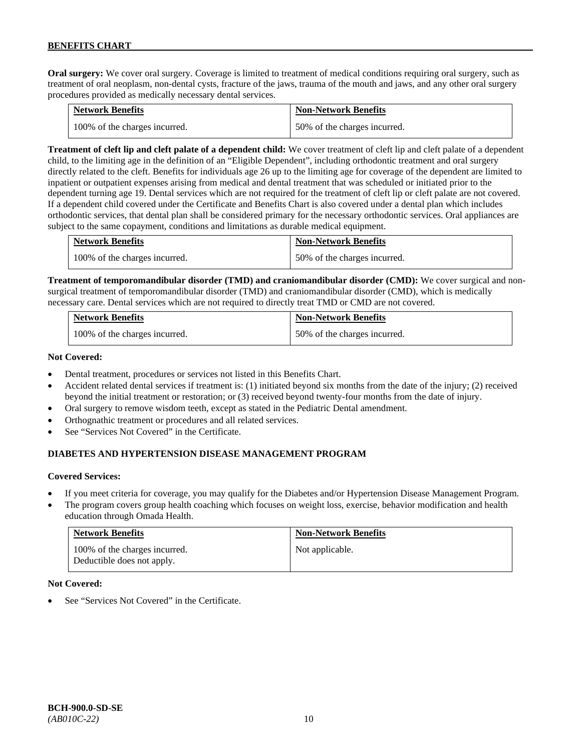**Oral surgery:** We cover oral surgery. Coverage is limited to treatment of medical conditions requiring oral surgery, such as treatment of oral neoplasm, non-dental cysts, fracture of the jaws, trauma of the mouth and jaws, and any other oral surgery procedures provided as medically necessary dental services.

| Network Benefits | Non-Network Benefits |
|---|---|
| 100% of the charges incurred. | 50% of the charges incurred. |

**Treatment of cleft lip and cleft palate of a dependent child:** We cover treatment of cleft lip and cleft palate of a dependent child, to the limiting age in the definition of an "Eligible Dependent", including orthodontic treatment and oral surgery directly related to the cleft. Benefits for individuals age 26 up to the limiting age for coverage of the dependent are limited to inpatient or outpatient expenses arising from medical and dental treatment that was scheduled or initiated prior to the dependent turning age 19. Dental services which are not required for the treatment of cleft lip or cleft palate are not covered. If a dependent child covered under the Certificate and Benefits Chart is also covered under a dental plan which includes orthodontic services, that dental plan shall be considered primary for the necessary orthodontic services. Oral appliances are subject to the same copayment, conditions and limitations as durable medical equipment.

| Network Benefits | Non-Network Benefits |
|---|---|
| 100% of the charges incurred. | 50% of the charges incurred. |

**Treatment of temporomandibular disorder (TMD) and craniomandibular disorder (CMD):** We cover surgical and non-surgical treatment of temporomandibular disorder (TMD) and craniomandibular disorder (CMD), which is medically necessary care. Dental services which are not required to directly treat TMD or CMD are not covered.

| Network Benefits | Non-Network Benefits |
|---|---|
| 100% of the charges incurred. | 50% of the charges incurred. |

**Not Covered:**

- Dental treatment, procedures or services not listed in this Benefits Chart.
- Accident related dental services if treatment is: (1) initiated beyond six months from the date of the injury; (2) received beyond the initial treatment or restoration; or (3) received beyond twenty-four months from the date of injury.
- Oral surgery to remove wisdom teeth, except as stated in the Pediatric Dental amendment.
- Orthognathic treatment or procedures and all related services.
- See "Services Not Covered" in the Certificate.

## DIABETES AND HYPERTENSION DISEASE MANAGEMENT PROGRAM

**Covered Services:**

- If you meet criteria for coverage, you may qualify for the Diabetes and/or Hypertension Disease Management Program.
- The program covers group health coaching which focuses on weight loss, exercise, behavior modification and health education through Omada Health.

| Network Benefits | Non-Network Benefits |
|---|---|
| 100% of the charges incurred. Deductible does not apply. | Not applicable. |

**Not Covered:**

- See "Services Not Covered" in the Certificate.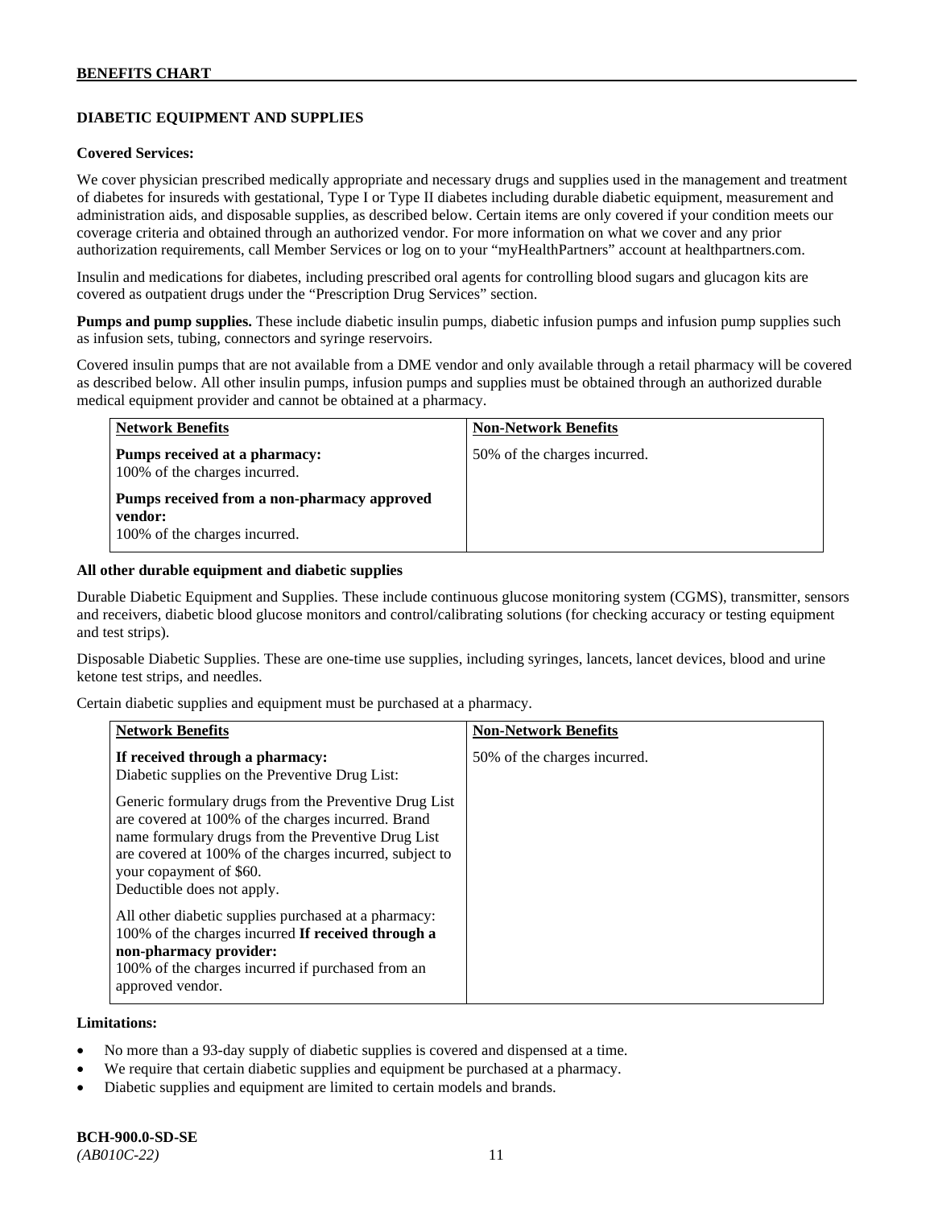## DIABETIC EQUIPMENT AND SUPPLIES

**Covered Services:**

We cover physician prescribed medically appropriate and necessary drugs and supplies used in the management and treatment of diabetes for insureds with gestational, Type I or Type II diabetes including durable diabetic equipment, measurement and administration aids, and disposable supplies, as described below. Certain items are only covered if your condition meets our coverage criteria and obtained through an authorized vendor. For more information on what we cover and any prior authorization requirements, call Member Services or log on to your "myHealthPartners" account at healthpartners.com.

Insulin and medications for diabetes, including prescribed oral agents for controlling blood sugars and glucagon kits are covered as outpatient drugs under the "Prescription Drug Services" section.

**Pumps and pump supplies.** These include diabetic insulin pumps, diabetic infusion pumps and infusion pump supplies such as infusion sets, tubing, connectors and syringe reservoirs.

Covered insulin pumps that are not available from a DME vendor and only available through a retail pharmacy will be covered as described below. All other insulin pumps, infusion pumps and supplies must be obtained through an authorized durable medical equipment provider and cannot be obtained at a pharmacy.

| Network Benefits | Non-Network Benefits |
|---|---|
| **Pumps received at a pharmacy:**<br>100% of the charges incurred.<br><br>**Pumps received from a non-pharmacy approved vendor:**<br>100% of the charges incurred. | 50% of the charges incurred. |

**All other durable equipment and diabetic supplies**

Durable Diabetic Equipment and Supplies. These include continuous glucose monitoring system (CGMS), transmitter, sensors and receivers, diabetic blood glucose monitors and control/calibrating solutions (for checking accuracy or testing equipment and test strips).

Disposable Diabetic Supplies. These are one-time use supplies, including syringes, lancets, lancet devices, blood and urine ketone test strips, and needles.

Certain diabetic supplies and equipment must be purchased at a pharmacy.

| Network Benefits | Non-Network Benefits |
|---|---|
| **If received through a pharmacy:**<br>Diabetic supplies on the Preventive Drug List:<br><br>Generic formulary drugs from the Preventive Drug List are covered at 100% of the charges incurred. Brand name formulary drugs from the Preventive Drug List are covered at 100% of the charges incurred, subject to your copayment of $60.<br>Deductible does not apply.<br><br>All other diabetic supplies purchased at a pharmacy: 100% of the charges incurred **If received through a non-pharmacy provider:**<br>100% of the charges incurred if purchased from an approved vendor. | 50% of the charges incurred. |

**Limitations:**

- No more than a 93-day supply of diabetic supplies is covered and dispensed at a time.
- We require that certain diabetic supplies and equipment be purchased at a pharmacy.
- Diabetic supplies and equipment are limited to certain models and brands.

**BCH-900.0-SD-SE**
*(AB010C-22)*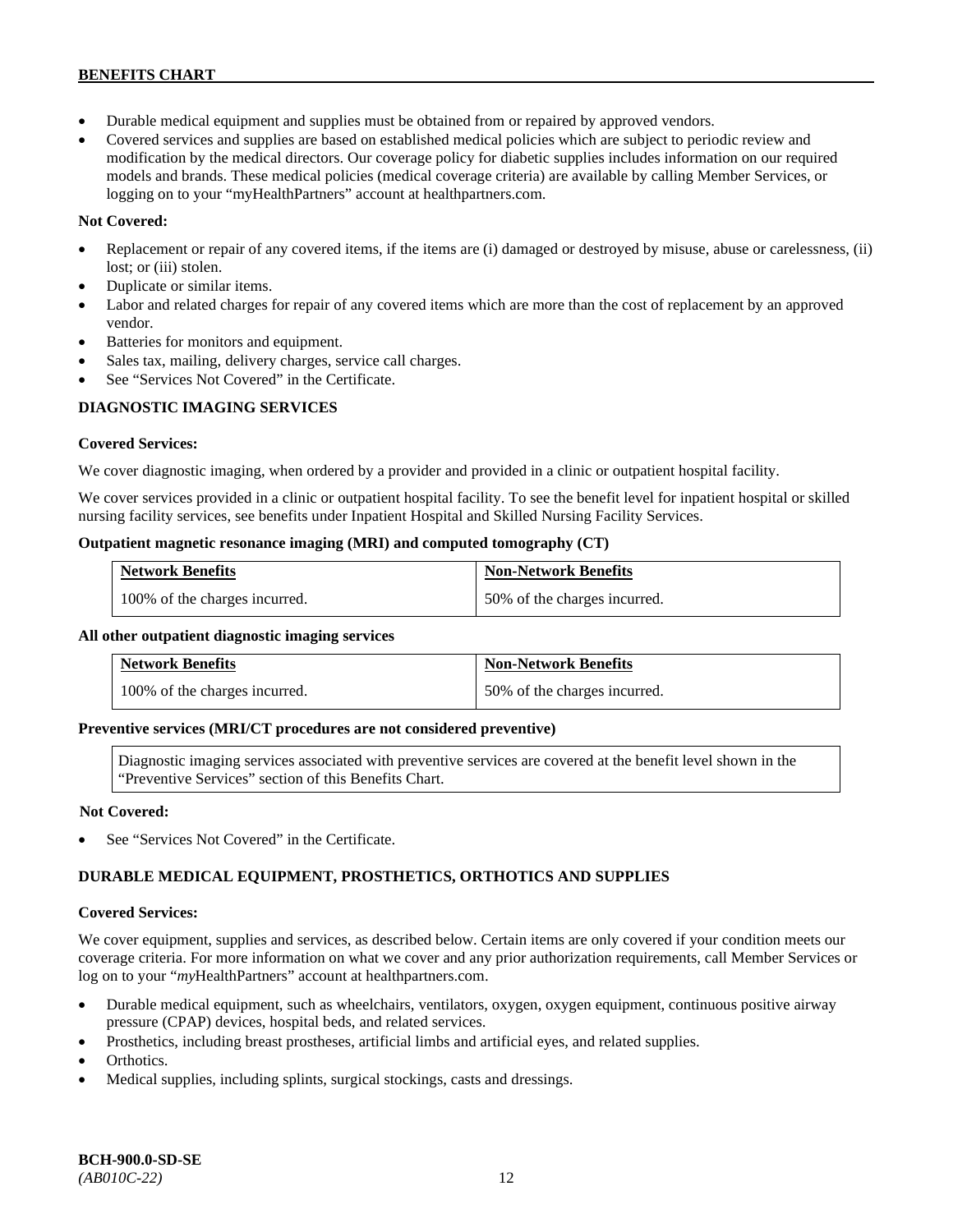- Durable medical equipment and supplies must be obtained from or repaired by approved vendors.
- Covered services and supplies are based on established medical policies which are subject to periodic review and modification by the medical directors. Our coverage policy for diabetic supplies includes information on our required models and brands. These medical policies (medical coverage criteria) are available by calling Member Services, or logging on to your "myHealthPartners" account at healthpartners.com.

**Not Covered:**

- Replacement or repair of any covered items, if the items are (i) damaged or destroyed by misuse, abuse or carelessness, (ii) lost; or (iii) stolen.
- Duplicate or similar items.
- Labor and related charges for repair of any covered items which are more than the cost of replacement by an approved vendor.
- Batteries for monitors and equipment.
- Sales tax, mailing, delivery charges, service call charges.
- See "Services Not Covered" in the Certificate.

## DIAGNOSTIC IMAGING SERVICES

**Covered Services:**

We cover diagnostic imaging, when ordered by a provider and provided in a clinic or outpatient hospital facility.

We cover services provided in a clinic or outpatient hospital facility. To see the benefit level for inpatient hospital or skilled nursing facility services, see benefits under Inpatient Hospital and Skilled Nursing Facility Services.

**Outpatient magnetic resonance imaging (MRI) and computed tomography (CT)**

| Network Benefits | Non-Network Benefits |
|---|---|
| 100% of the charges incurred. | 50% of the charges incurred. |

**All other outpatient diagnostic imaging services**

| Network Benefits | Non-Network Benefits |
|---|---|
| 100% of the charges incurred. | 50% of the charges incurred. |

**Preventive services (MRI/CT procedures are not considered preventive)**

| |
|---|
| Diagnostic imaging services associated with preventive services are covered at the benefit level shown in the "Preventive Services" section of this Benefits Chart. |

**Not Covered:**

- See "Services Not Covered" in the Certificate.

## DURABLE MEDICAL EQUIPMENT, PROSTHETICS, ORTHOTICS AND SUPPLIES

**Covered Services:**

We cover equipment, supplies and services, as described below. Certain items are only covered if your condition meets our coverage criteria. For more information on what we cover and any prior authorization requirements, call Member Services or log on to your "*my*HealthPartners" account at healthpartners.com.

- Durable medical equipment, such as wheelchairs, ventilators, oxygen, oxygen equipment, continuous positive airway pressure (CPAP) devices, hospital beds, and related services.
- Prosthetics, including breast prostheses, artificial limbs and artificial eyes, and related supplies.
- Orthotics.
- Medical supplies, including splints, surgical stockings, casts and dressings.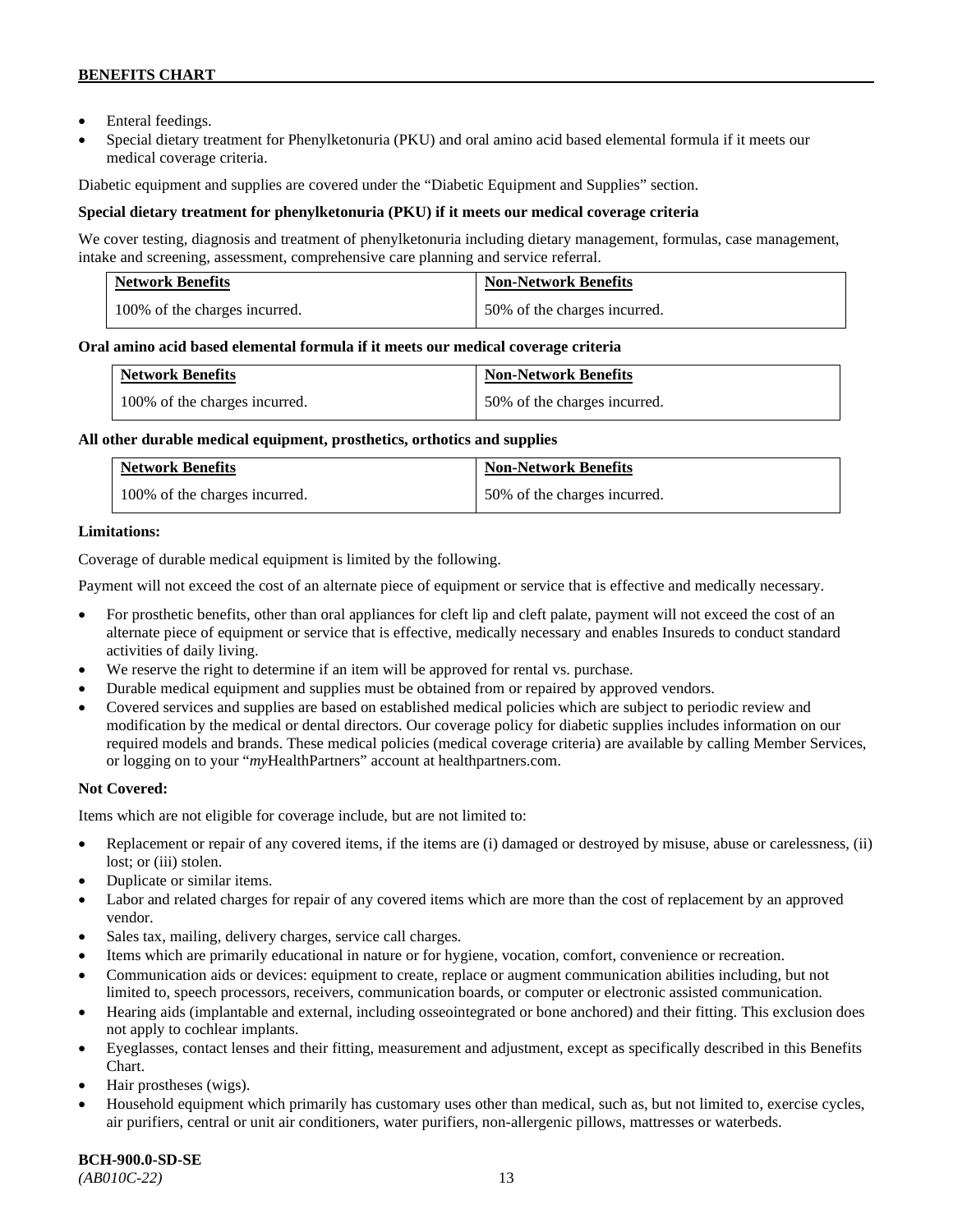- Enteral feedings.
- Special dietary treatment for Phenylketonuria (PKU) and oral amino acid based elemental formula if it meets our medical coverage criteria.

Diabetic equipment and supplies are covered under the "Diabetic Equipment and Supplies" section.

**Special dietary treatment for phenylketonuria (PKU) if it meets our medical coverage criteria**

We cover testing, diagnosis and treatment of phenylketonuria including dietary management, formulas, case management, intake and screening, assessment, comprehensive care planning and service referral.

| Network Benefits | Non-Network Benefits |
|---|---|
| 100% of the charges incurred. | 50% of the charges incurred. |

**Oral amino acid based elemental formula if it meets our medical coverage criteria**

| Network Benefits | Non-Network Benefits |
|---|---|
| 100% of the charges incurred. | 50% of the charges incurred. |

**All other durable medical equipment, prosthetics, orthotics and supplies**

| Network Benefits | Non-Network Benefits |
|---|---|
| 100% of the charges incurred. | 50% of the charges incurred. |

**Limitations:**

Coverage of durable medical equipment is limited by the following.

Payment will not exceed the cost of an alternate piece of equipment or service that is effective and medically necessary.

- For prosthetic benefits, other than oral appliances for cleft lip and cleft palate, payment will not exceed the cost of an alternate piece of equipment or service that is effective, medically necessary and enables Insureds to conduct standard activities of daily living.
- We reserve the right to determine if an item will be approved for rental vs. purchase.
- Durable medical equipment and supplies must be obtained from or repaired by approved vendors.
- Covered services and supplies are based on established medical policies which are subject to periodic review and modification by the medical or dental directors. Our coverage policy for diabetic supplies includes information on our required models and brands. These medical policies (medical coverage criteria) are available by calling Member Services, or logging on to your "*my*HealthPartners" account at healthpartners.com.

**Not Covered:**

Items which are not eligible for coverage include, but are not limited to:

- Replacement or repair of any covered items, if the items are (i) damaged or destroyed by misuse, abuse or carelessness, (ii) lost; or (iii) stolen.
- Duplicate or similar items.
- Labor and related charges for repair of any covered items which are more than the cost of replacement by an approved vendor.
- Sales tax, mailing, delivery charges, service call charges.
- Items which are primarily educational in nature or for hygiene, vocation, comfort, convenience or recreation.
- Communication aids or devices: equipment to create, replace or augment communication abilities including, but not limited to, speech processors, receivers, communication boards, or computer or electronic assisted communication.
- Hearing aids (implantable and external, including osseointegrated or bone anchored) and their fitting. This exclusion does not apply to cochlear implants.
- Eyeglasses, contact lenses and their fitting, measurement and adjustment, except as specifically described in this Benefits Chart.
- Hair prostheses (wigs).
- Household equipment which primarily has customary uses other than medical, such as, but not limited to, exercise cycles, air purifiers, central or unit air conditioners, water purifiers, non-allergenic pillows, mattresses or waterbeds.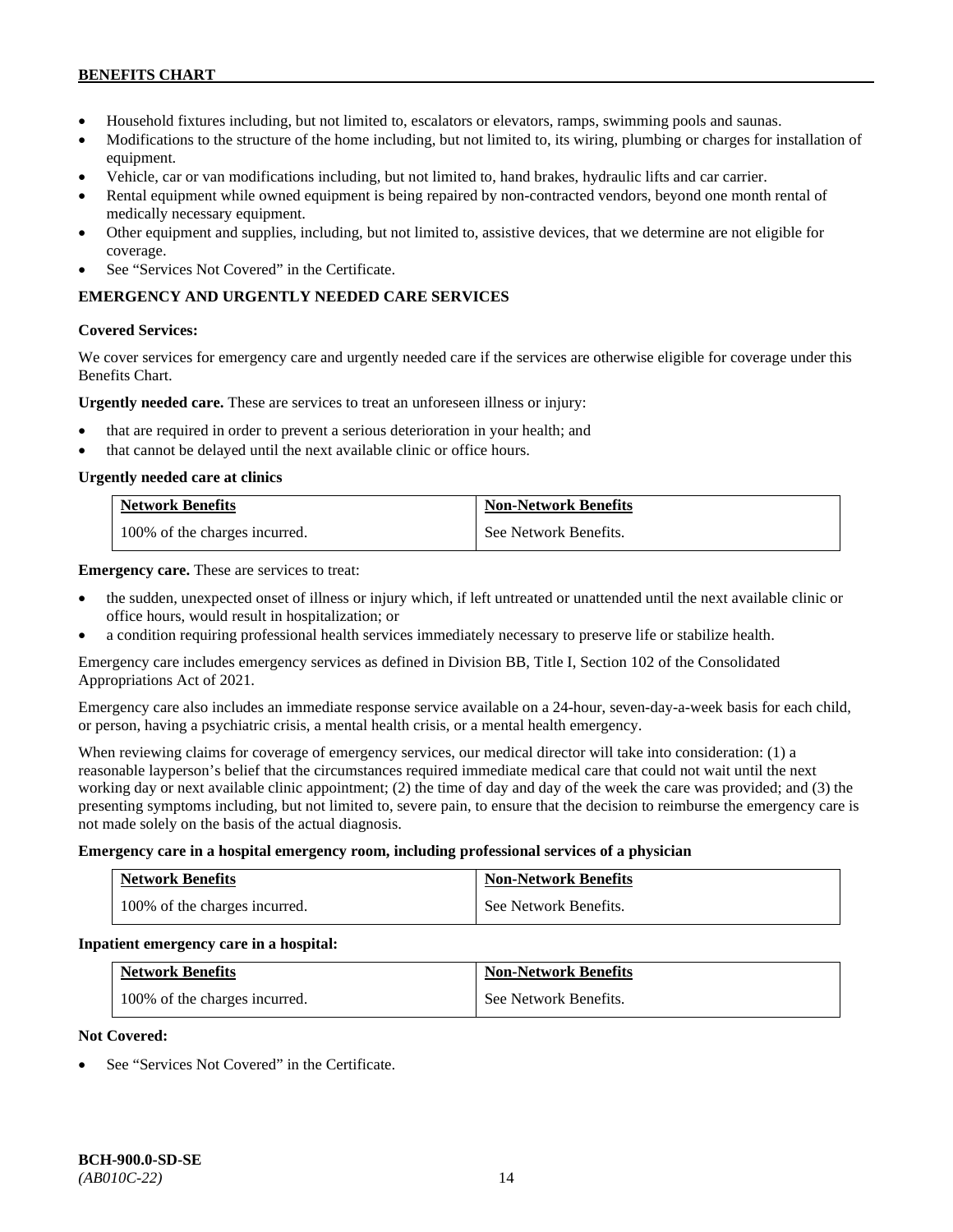- Household fixtures including, but not limited to, escalators or elevators, ramps, swimming pools and saunas.
- Modifications to the structure of the home including, but not limited to, its wiring, plumbing or charges for installation of equipment.
- Vehicle, car or van modifications including, but not limited to, hand brakes, hydraulic lifts and car carrier.
- Rental equipment while owned equipment is being repaired by non-contracted vendors, beyond one month rental of medically necessary equipment.
- Other equipment and supplies, including, but not limited to, assistive devices, that we determine are not eligible for coverage.
- See "Services Not Covered" in the Certificate.

## EMERGENCY AND URGENTLY NEEDED CARE SERVICES

**Covered Services:**

We cover services for emergency care and urgently needed care if the services are otherwise eligible for coverage under this Benefits Chart.

**Urgently needed care.** These are services to treat an unforeseen illness or injury:

- that are required in order to prevent a serious deterioration in your health; and
- that cannot be delayed until the next available clinic or office hours.

**Urgently needed care at clinics**

| Network Benefits | Non-Network Benefits |
|---|---|
| 100% of the charges incurred. | See Network Benefits. |

**Emergency care.** These are services to treat:

- the sudden, unexpected onset of illness or injury which, if left untreated or unattended until the next available clinic or office hours, would result in hospitalization; or
- a condition requiring professional health services immediately necessary to preserve life or stabilize health.

Emergency care includes emergency services as defined in Division BB, Title I, Section 102 of the Consolidated Appropriations Act of 2021.

Emergency care also includes an immediate response service available on a 24-hour, seven-day-a-week basis for each child, or person, having a psychiatric crisis, a mental health crisis, or a mental health emergency.

When reviewing claims for coverage of emergency services, our medical director will take into consideration: (1) a reasonable layperson's belief that the circumstances required immediate medical care that could not wait until the next working day or next available clinic appointment; (2) the time of day and day of the week the care was provided; and (3) the presenting symptoms including, but not limited to, severe pain, to ensure that the decision to reimburse the emergency care is not made solely on the basis of the actual diagnosis.

**Emergency care in a hospital emergency room, including professional services of a physician**

| Network Benefits | Non-Network Benefits |
|---|---|
| 100% of the charges incurred. | See Network Benefits. |

**Inpatient emergency care in a hospital:**

| Network Benefits | Non-Network Benefits |
|---|---|
| 100% of the charges incurred. | See Network Benefits. |

**Not Covered:**

- See "Services Not Covered" in the Certificate.

BCH-900.0-SD-SE
*(AB010C-22)*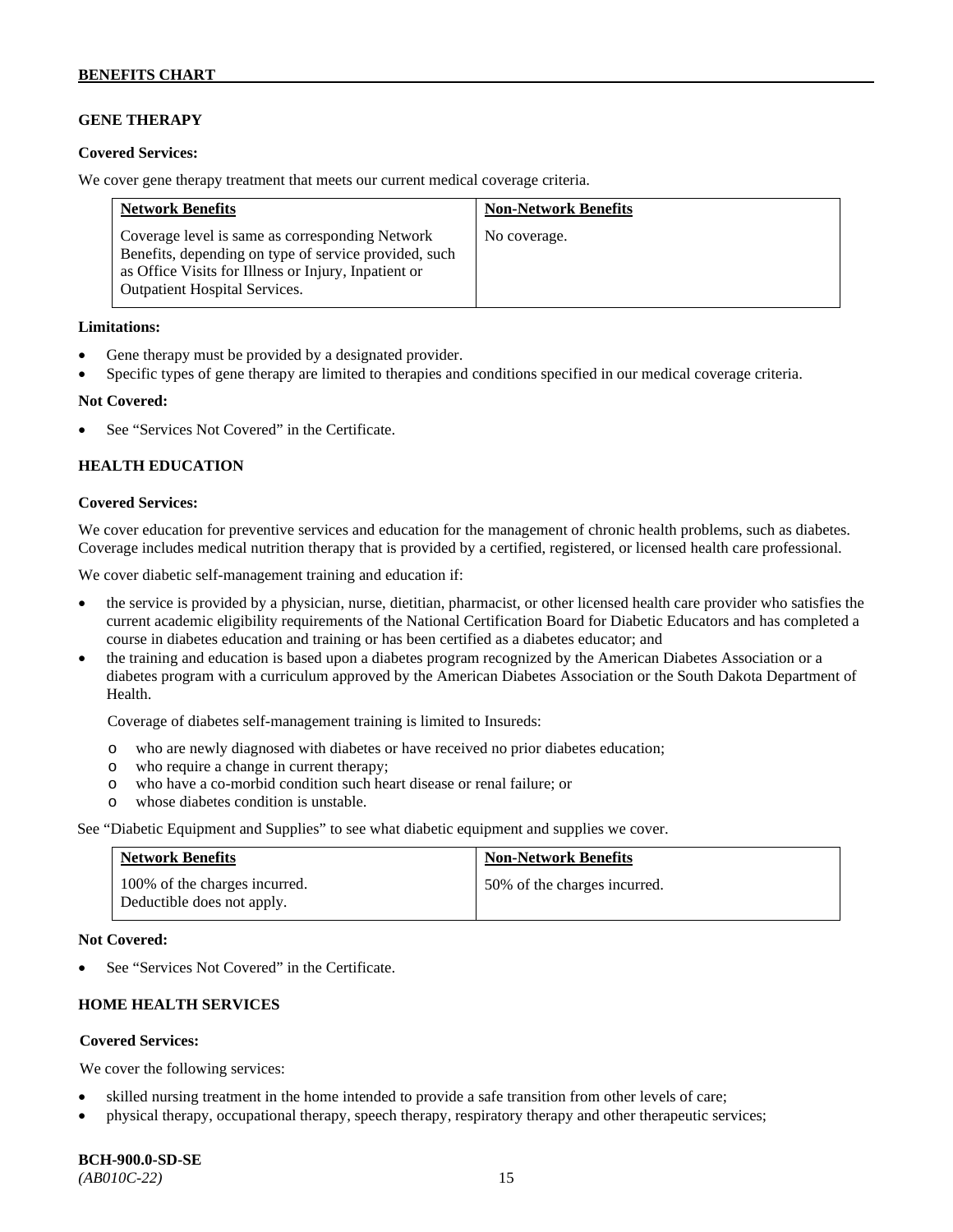## GENE THERAPY

**Covered Services:**

We cover gene therapy treatment that meets our current medical coverage criteria.

| Network Benefits | Non-Network Benefits |
|---|---|
| Coverage level is same as corresponding Network Benefits, depending on type of service provided, such as Office Visits for Illness or Injury, Inpatient or Outpatient Hospital Services. | No coverage. |

**Limitations:**

- Gene therapy must be provided by a designated provider.
- Specific types of gene therapy are limited to therapies and conditions specified in our medical coverage criteria.

**Not Covered:**

- See "Services Not Covered" in the Certificate.

## HEALTH EDUCATION

**Covered Services:**

We cover education for preventive services and education for the management of chronic health problems, such as diabetes. Coverage includes medical nutrition therapy that is provided by a certified, registered, or licensed health care professional.

We cover diabetic self-management training and education if:

- the service is provided by a physician, nurse, dietitian, pharmacist, or other licensed health care provider who satisfies the current academic eligibility requirements of the National Certification Board for Diabetic Educators and has completed a course in diabetes education and training or has been certified as a diabetes educator; and
- the training and education is based upon a diabetes program recognized by the American Diabetes Association or a diabetes program with a curriculum approved by the American Diabetes Association or the South Dakota Department of Health.

  Coverage of diabetes self-management training is limited to Insureds:

  - who are newly diagnosed with diabetes or have received no prior diabetes education;
  - who require a change in current therapy;
  - who have a co-morbid condition such heart disease or renal failure; or
  - whose diabetes condition is unstable.

See "Diabetic Equipment and Supplies" to see what diabetic equipment and supplies we cover.

| Network Benefits | Non-Network Benefits |
|---|---|
| 100% of the charges incurred. Deductible does not apply. | 50% of the charges incurred. |

**Not Covered:**

- See "Services Not Covered" in the Certificate.

## HOME HEALTH SERVICES

**Covered Services:**

We cover the following services:

- skilled nursing treatment in the home intended to provide a safe transition from other levels of care;
- physical therapy, occupational therapy, speech therapy, respiratory therapy and other therapeutic services;

BCH-900.0-SD-SE
*(AB010C-22)*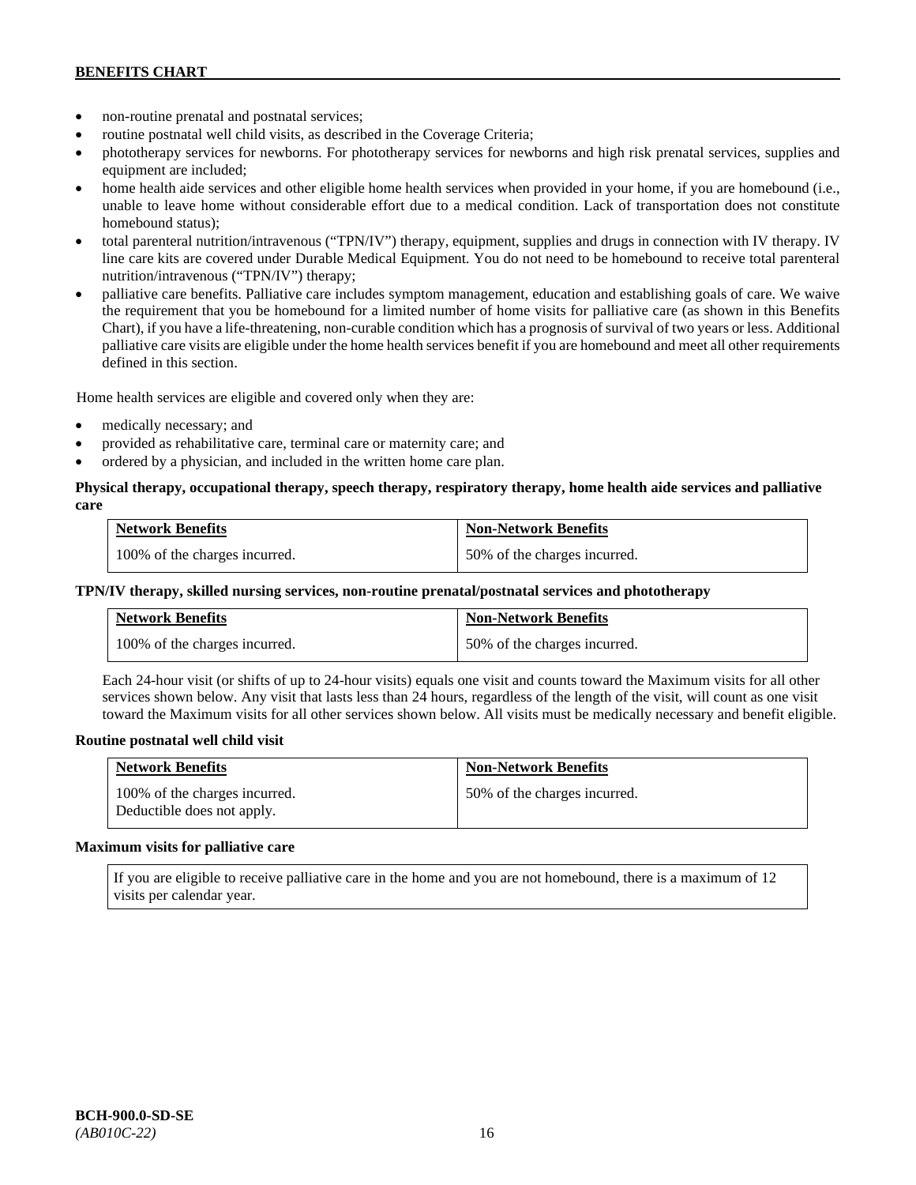- non-routine prenatal and postnatal services;
- routine postnatal well child visits, as described in the Coverage Criteria;
- phototherapy services for newborns. For phototherapy services for newborns and high risk prenatal services, supplies and equipment are included;
- home health aide services and other eligible home health services when provided in your home, if you are homebound (i.e., unable to leave home without considerable effort due to a medical condition. Lack of transportation does not constitute homebound status);
- total parenteral nutrition/intravenous ("TPN/IV") therapy, equipment, supplies and drugs in connection with IV therapy. IV line care kits are covered under Durable Medical Equipment. You do not need to be homebound to receive total parenteral nutrition/intravenous ("TPN/IV") therapy;
- palliative care benefits. Palliative care includes symptom management, education and establishing goals of care. We waive the requirement that you be homebound for a limited number of home visits for palliative care (as shown in this Benefits Chart), if you have a life-threatening, non-curable condition which has a prognosis of survival of two years or less. Additional palliative care visits are eligible under the home health services benefit if you are homebound and meet all other requirements defined in this section.

Home health services are eligible and covered only when they are:

- medically necessary; and
- provided as rehabilitative care, terminal care or maternity care; and
- ordered by a physician, and included in the written home care plan.

**Physical therapy, occupational therapy, speech therapy, respiratory therapy, home health aide services and palliative care**

| Network Benefits | Non-Network Benefits |
| --- | --- |
| 100% of the charges incurred. | 50% of the charges incurred. |

**TPN/IV therapy, skilled nursing services, non-routine prenatal/postnatal services and phototherapy**

| Network Benefits | Non-Network Benefits |
| --- | --- |
| 100% of the charges incurred. | 50% of the charges incurred. |

Each 24-hour visit (or shifts of up to 24-hour visits) equals one visit and counts toward the Maximum visits for all other services shown below. Any visit that lasts less than 24 hours, regardless of the length of the visit, will count as one visit toward the Maximum visits for all other services shown below. All visits must be medically necessary and benefit eligible.

**Routine postnatal well child visit**

| Network Benefits | Non-Network Benefits |
| --- | --- |
| 100% of the charges incurred. Deductible does not apply. | 50% of the charges incurred. |

**Maximum visits for palliative care**

If you are eligible to receive palliative care in the home and you are not homebound, there is a maximum of 12 visits per calendar year.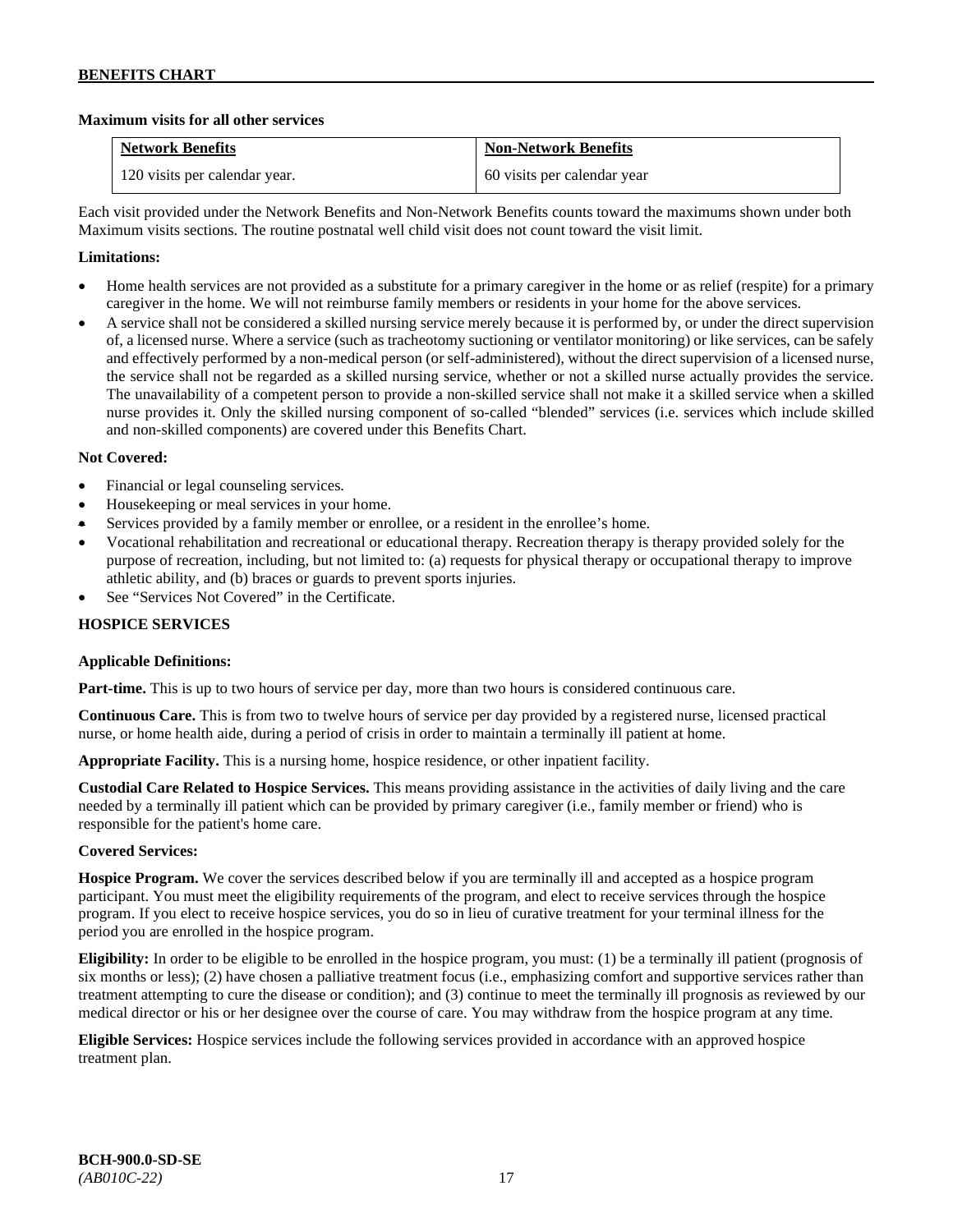**Maximum visits for all other services**

| Network Benefits | Non-Network Benefits |
|---|---|
| 120 visits per calendar year. | 60 visits per calendar year |

Each visit provided under the Network Benefits and Non-Network Benefits counts toward the maximums shown under both Maximum visits sections. The routine postnatal well child visit does not count toward the visit limit.

**Limitations:**

- Home health services are not provided as a substitute for a primary caregiver in the home or as relief (respite) for a primary caregiver in the home. We will not reimburse family members or residents in your home for the above services.
- A service shall not be considered a skilled nursing service merely because it is performed by, or under the direct supervision of, a licensed nurse. Where a service (such as tracheotomy suctioning or ventilator monitoring) or like services, can be safely and effectively performed by a non-medical person (or self-administered), without the direct supervision of a licensed nurse, the service shall not be regarded as a skilled nursing service, whether or not a skilled nurse actually provides the service. The unavailability of a competent person to provide a non-skilled service shall not make it a skilled service when a skilled nurse provides it. Only the skilled nursing component of so-called "blended" services (i.e. services which include skilled and non-skilled components) are covered under this Benefits Chart.

**Not Covered:**

- Financial or legal counseling services.
- Housekeeping or meal services in your home.
- Services provided by a family member or enrollee, or a resident in the enrollee's home.
- Vocational rehabilitation and recreational or educational therapy. Recreation therapy is therapy provided solely for the purpose of recreation, including, but not limited to: (a) requests for physical therapy or occupational therapy to improve athletic ability, and (b) braces or guards to prevent sports injuries.
- See "Services Not Covered" in the Certificate.

**HOSPICE SERVICES**

**Applicable Definitions:**

**Part-time.** This is up to two hours of service per day, more than two hours is considered continuous care.

**Continuous Care.** This is from two to twelve hours of service per day provided by a registered nurse, licensed practical nurse, or home health aide, during a period of crisis in order to maintain a terminally ill patient at home.

**Appropriate Facility.** This is a nursing home, hospice residence, or other inpatient facility.

**Custodial Care Related to Hospice Services.** This means providing assistance in the activities of daily living and the care needed by a terminally ill patient which can be provided by primary caregiver (i.e., family member or friend) who is responsible for the patient's home care.

**Covered Services:**

**Hospice Program.** We cover the services described below if you are terminally ill and accepted as a hospice program participant. You must meet the eligibility requirements of the program, and elect to receive services through the hospice program. If you elect to receive hospice services, you do so in lieu of curative treatment for your terminal illness for the period you are enrolled in the hospice program.

**Eligibility:** In order to be eligible to be enrolled in the hospice program, you must: (1) be a terminally ill patient (prognosis of six months or less); (2) have chosen a palliative treatment focus (i.e., emphasizing comfort and supportive services rather than treatment attempting to cure the disease or condition); and (3) continue to meet the terminally ill prognosis as reviewed by our medical director or his or her designee over the course of care. You may withdraw from the hospice program at any time.

**Eligible Services:** Hospice services include the following services provided in accordance with an approved hospice treatment plan.

**BCH-900.0-SD-SE**
*(AB010C-22)*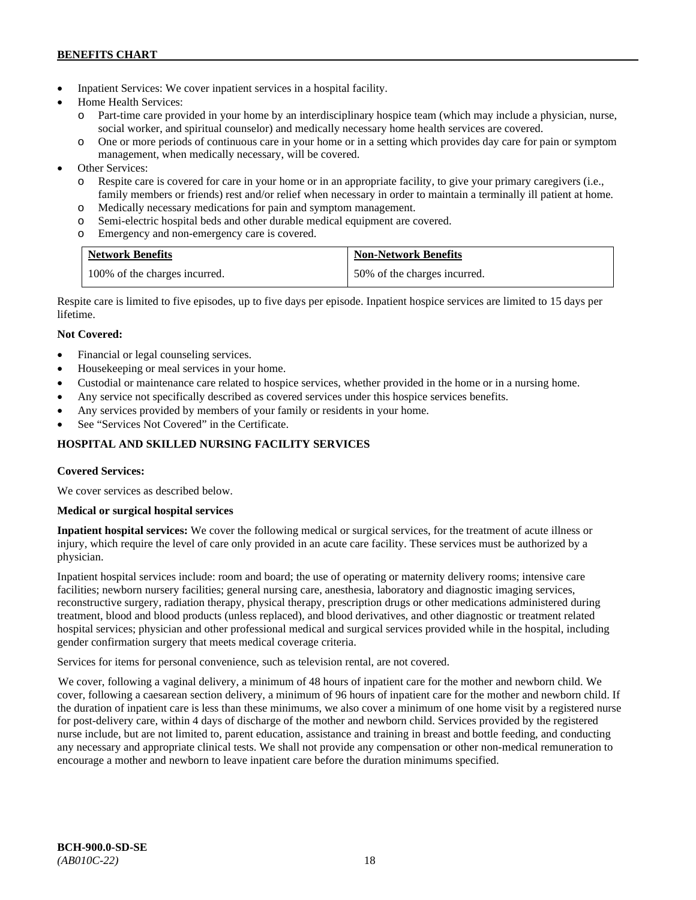- Inpatient Services: We cover inpatient services in a hospital facility.
- Home Health Services:
  - Part-time care provided in your home by an interdisciplinary hospice team (which may include a physician, nurse, social worker, and spiritual counselor) and medically necessary home health services are covered.
  - One or more periods of continuous care in your home or in a setting which provides day care for pain or symptom management, when medically necessary, will be covered.
- Other Services:
  - Respite care is covered for care in your home or in an appropriate facility, to give your primary caregivers (i.e., family members or friends) rest and/or relief when necessary in order to maintain a terminally ill patient at home.
  - Medically necessary medications for pain and symptom management.
  - Semi-electric hospital beds and other durable medical equipment are covered.
  - Emergency and non-emergency care is covered.

| Network Benefits | Non-Network Benefits |
|---|---|
| 100% of the charges incurred. | 50% of the charges incurred. |

Respite care is limited to five episodes, up to five days per episode. Inpatient hospice services are limited to 15 days per lifetime.

**Not Covered:**

- Financial or legal counseling services.
- Housekeeping or meal services in your home.
- Custodial or maintenance care related to hospice services, whether provided in the home or in a nursing home.
- Any service not specifically described as covered services under this hospice services benefits.
- Any services provided by members of your family or residents in your home.
- See "Services Not Covered" in the Certificate.

## HOSPITAL AND SKILLED NURSING FACILITY SERVICES

**Covered Services:**

We cover services as described below.

**Medical or surgical hospital services**

**Inpatient hospital services:** We cover the following medical or surgical services, for the treatment of acute illness or injury, which require the level of care only provided in an acute care facility. These services must be authorized by a physician.

Inpatient hospital services include: room and board; the use of operating or maternity delivery rooms; intensive care facilities; newborn nursery facilities; general nursing care, anesthesia, laboratory and diagnostic imaging services, reconstructive surgery, radiation therapy, physical therapy, prescription drugs or other medications administered during treatment, blood and blood products (unless replaced), and blood derivatives, and other diagnostic or treatment related hospital services; physician and other professional medical and surgical services provided while in the hospital, including gender confirmation surgery that meets medical coverage criteria.

Services for items for personal convenience, such as television rental, are not covered.

We cover, following a vaginal delivery, a minimum of 48 hours of inpatient care for the mother and newborn child. We cover, following a caesarean section delivery, a minimum of 96 hours of inpatient care for the mother and newborn child. If the duration of inpatient care is less than these minimums, we also cover a minimum of one home visit by a registered nurse for post-delivery care, within 4 days of discharge of the mother and newborn child. Services provided by the registered nurse include, but are not limited to, parent education, assistance and training in breast and bottle feeding, and conducting any necessary and appropriate clinical tests. We shall not provide any compensation or other non-medical remuneration to encourage a mother and newborn to leave inpatient care before the duration minimums specified.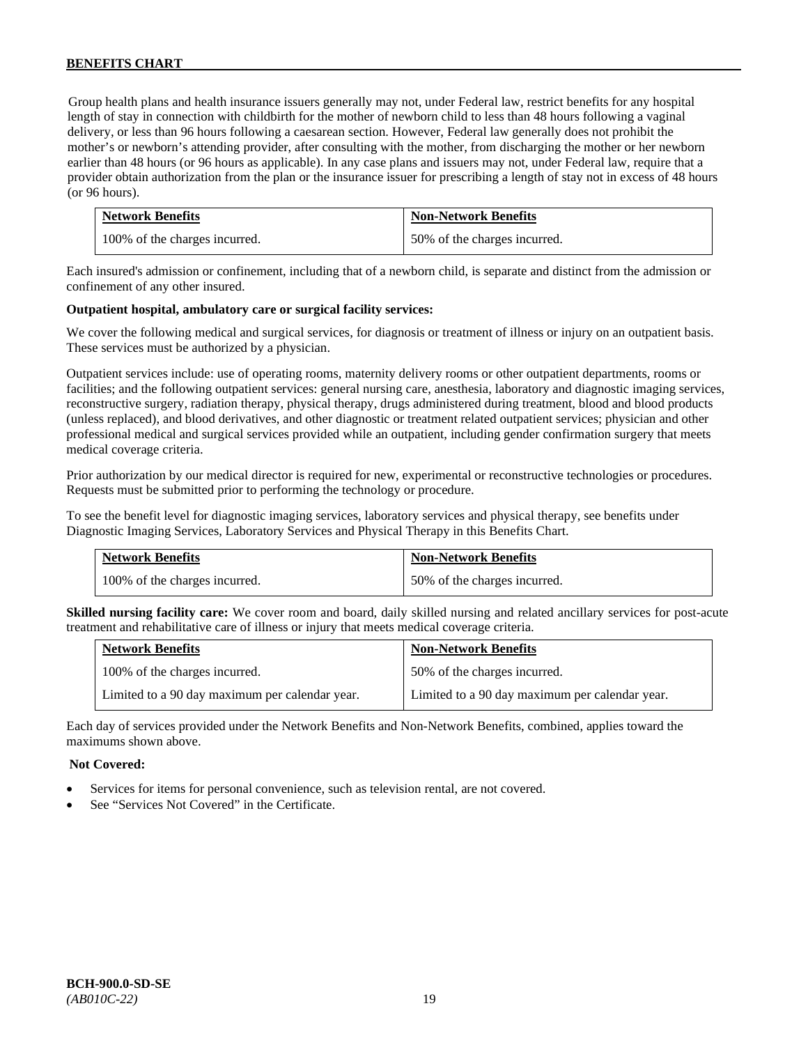Group health plans and health insurance issuers generally may not, under Federal law, restrict benefits for any hospital length of stay in connection with childbirth for the mother of newborn child to less than 48 hours following a vaginal delivery, or less than 96 hours following a caesarean section. However, Federal law generally does not prohibit the mother's or newborn's attending provider, after consulting with the mother, from discharging the mother or her newborn earlier than 48 hours (or 96 hours as applicable). In any case plans and issuers may not, under Federal law, require that a provider obtain authorization from the plan or the insurance issuer for prescribing a length of stay not in excess of 48 hours (or 96 hours).

| Network Benefits | Non-Network Benefits |
|---|---|
| 100% of the charges incurred. | 50% of the charges incurred. |

Each insured's admission or confinement, including that of a newborn child, is separate and distinct from the admission or confinement of any other insured.

**Outpatient hospital, ambulatory care or surgical facility services:**

We cover the following medical and surgical services, for diagnosis or treatment of illness or injury on an outpatient basis. These services must be authorized by a physician.

Outpatient services include: use of operating rooms, maternity delivery rooms or other outpatient departments, rooms or facilities; and the following outpatient services: general nursing care, anesthesia, laboratory and diagnostic imaging services, reconstructive surgery, radiation therapy, physical therapy, drugs administered during treatment, blood and blood products (unless replaced), and blood derivatives, and other diagnostic or treatment related outpatient services; physician and other professional medical and surgical services provided while an outpatient, including gender confirmation surgery that meets medical coverage criteria.

Prior authorization by our medical director is required for new, experimental or reconstructive technologies or procedures. Requests must be submitted prior to performing the technology or procedure.

To see the benefit level for diagnostic imaging services, laboratory services and physical therapy, see benefits under Diagnostic Imaging Services, Laboratory Services and Physical Therapy in this Benefits Chart.

| Network Benefits | Non-Network Benefits |
|---|---|
| 100% of the charges incurred. | 50% of the charges incurred. |

**Skilled nursing facility care:** We cover room and board, daily skilled nursing and related ancillary services for post-acute treatment and rehabilitative care of illness or injury that meets medical coverage criteria.

| Network Benefits | Non-Network Benefits |
|---|---|
| 100% of the charges incurred. | 50% of the charges incurred. |
| Limited to a 90 day maximum per calendar year. | Limited to a 90 day maximum per calendar year. |

Each day of services provided under the Network Benefits and Non-Network Benefits, combined, applies toward the maximums shown above.

**Not Covered:**

- Services for items for personal convenience, such as television rental, are not covered.
- See "Services Not Covered" in the Certificate.

**BCH-900.0-SD-SE**
*(AB010C-22)*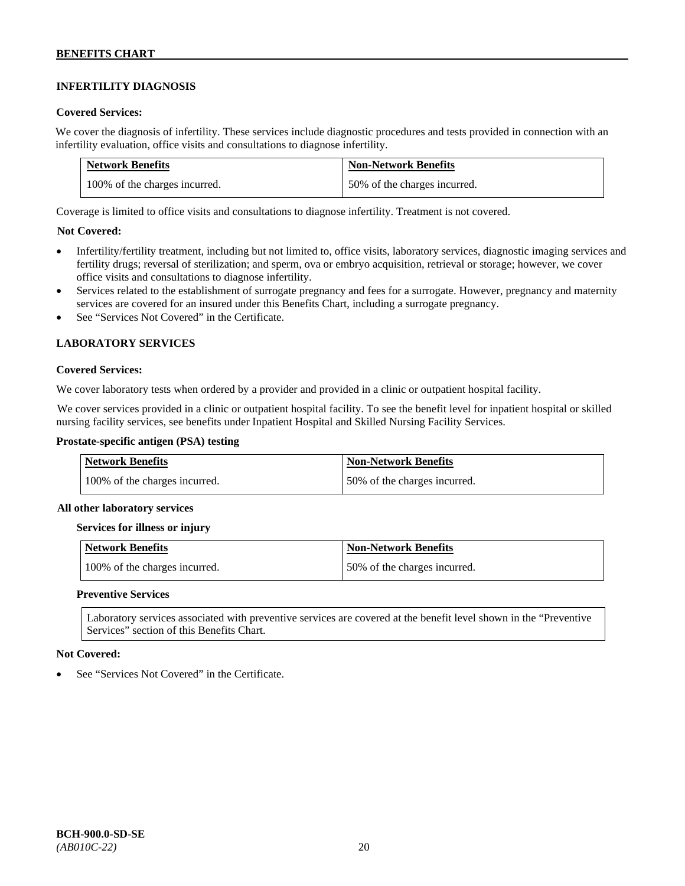## INFERTILITY DIAGNOSIS

**Covered Services:**

We cover the diagnosis of infertility. These services include diagnostic procedures and tests provided in connection with an infertility evaluation, office visits and consultations to diagnose infertility.

| Network Benefits | Non-Network Benefits |
|---|---|
| 100% of the charges incurred. | 50% of the charges incurred. |

Coverage is limited to office visits and consultations to diagnose infertility. Treatment is not covered.

**Not Covered:**

- Infertility/fertility treatment, including but not limited to, office visits, laboratory services, diagnostic imaging services and fertility drugs; reversal of sterilization; and sperm, ova or embryo acquisition, retrieval or storage; however, we cover office visits and consultations to diagnose infertility.
- Services related to the establishment of surrogate pregnancy and fees for a surrogate. However, pregnancy and maternity services are covered for an insured under this Benefits Chart, including a surrogate pregnancy.
- See "Services Not Covered" in the Certificate.

## LABORATORY SERVICES

**Covered Services:**

We cover laboratory tests when ordered by a provider and provided in a clinic or outpatient hospital facility.

We cover services provided in a clinic or outpatient hospital facility. To see the benefit level for inpatient hospital or skilled nursing facility services, see benefits under Inpatient Hospital and Skilled Nursing Facility Services.

**Prostate-specific antigen (PSA) testing**

| Network Benefits | Non-Network Benefits |
|---|---|
| 100% of the charges incurred. | 50% of the charges incurred. |

**All other laboratory services**

**Services for illness or injury**

| Network Benefits | Non-Network Benefits |
|---|---|
| 100% of the charges incurred. | 50% of the charges incurred. |

**Preventive Services**

Laboratory services associated with preventive services are covered at the benefit level shown in the "Preventive Services" section of this Benefits Chart.

**Not Covered:**

- See "Services Not Covered" in the Certificate.

**BCH-900.0-SD-SE**
*(AB010C-22)*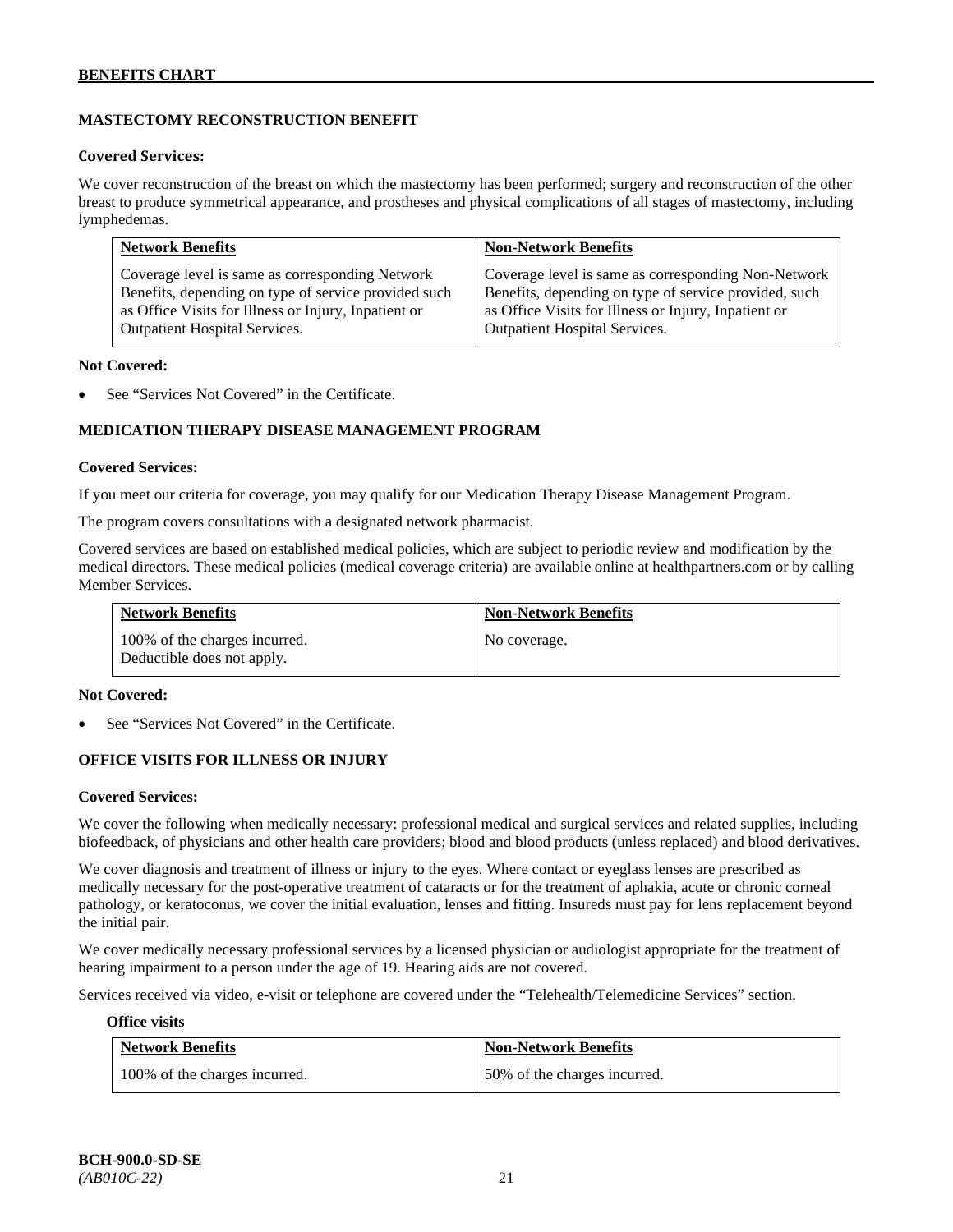## MASTECTOMY RECONSTRUCTION BENEFIT

### Covered Services:

We cover reconstruction of the breast on which the mastectomy has been performed; surgery and reconstruction of the other breast to produce symmetrical appearance, and prostheses and physical complications of all stages of mastectomy, including lymphedemas.

| Network Benefits | Non-Network Benefits |
|---|---|
| Coverage level is same as corresponding Network Benefits, depending on type of service provided such as Office Visits for Illness or Injury, Inpatient or Outpatient Hospital Services. | Coverage level is same as corresponding Non-Network Benefits, depending on type of service provided, such as Office Visits for Illness or Injury, Inpatient or Outpatient Hospital Services. |

**Not Covered:**

- See "Services Not Covered" in the Certificate.

## MEDICATION THERAPY DISEASE MANAGEMENT PROGRAM

### Covered Services:

If you meet our criteria for coverage, you may qualify for our Medication Therapy Disease Management Program.

The program covers consultations with a designated network pharmacist.

Covered services are based on established medical policies, which are subject to periodic review and modification by the medical directors. These medical policies (medical coverage criteria) are available online at healthpartners.com or by calling Member Services.

| Network Benefits | Non-Network Benefits |
|---|---|
| 100% of the charges incurred. Deductible does not apply. | No coverage. |

**Not Covered:**

- See "Services Not Covered" in the Certificate.

## OFFICE VISITS FOR ILLNESS OR INJURY

### Covered Services:

We cover the following when medically necessary: professional medical and surgical services and related supplies, including biofeedback, of physicians and other health care providers; blood and blood products (unless replaced) and blood derivatives.

We cover diagnosis and treatment of illness or injury to the eyes. Where contact or eyeglass lenses are prescribed as medically necessary for the post-operative treatment of cataracts or for the treatment of aphakia, acute or chronic corneal pathology, or keratoconus, we cover the initial evaluation, lenses and fitting. Insureds must pay for lens replacement beyond the initial pair.

We cover medically necessary professional services by a licensed physician or audiologist appropriate for the treatment of hearing impairment to a person under the age of 19. Hearing aids are not covered.

Services received via video, e-visit or telephone are covered under the "Telehealth/Telemedicine Services" section.

**Office visits**

| Network Benefits | Non-Network Benefits |
|---|---|
| 100% of the charges incurred. | 50% of the charges incurred. |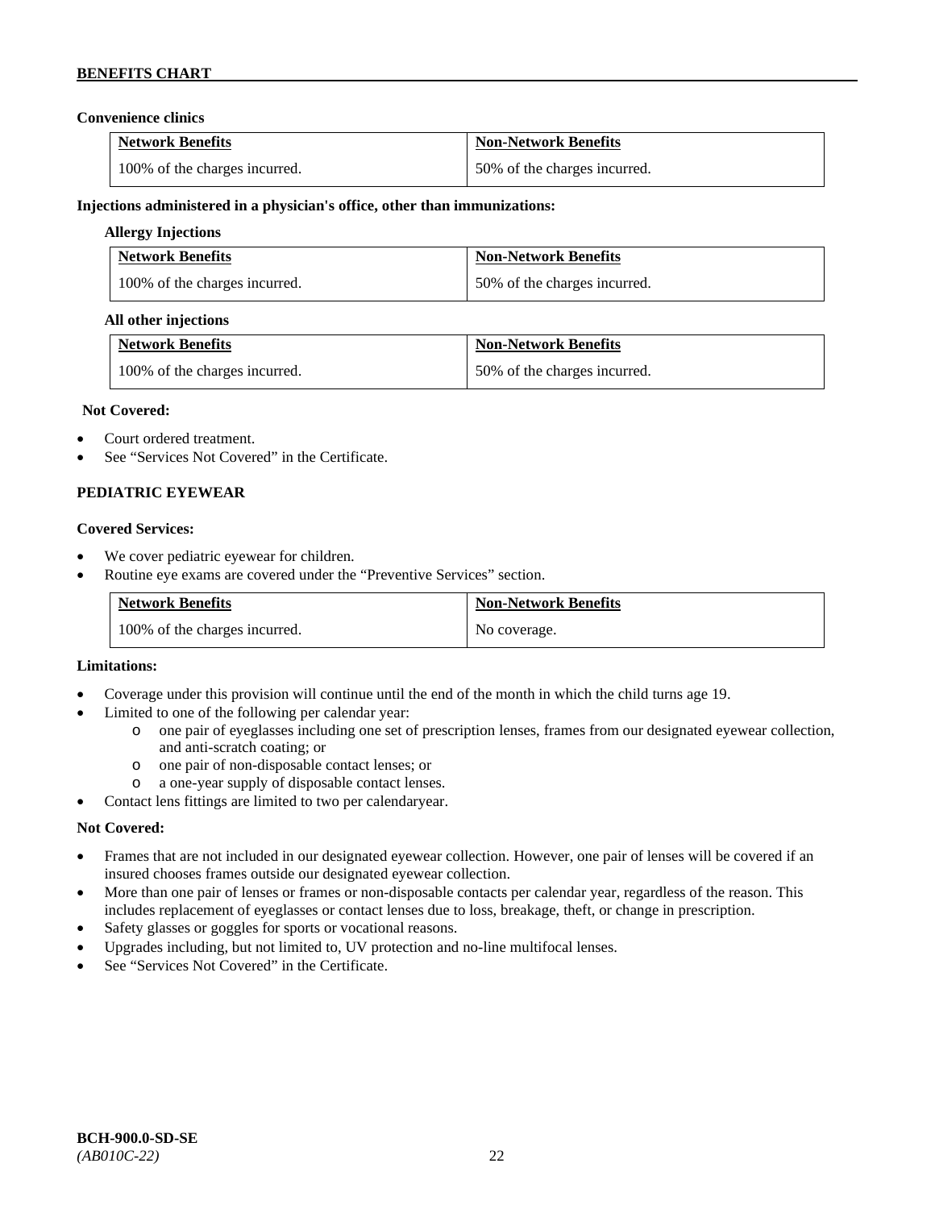**Convenience clinics**

| Network Benefits | Non-Network Benefits |
| --- | --- |
| 100% of the charges incurred. | 50% of the charges incurred. |

**Injections administered in a physician's office, other than immunizations:**

**Allergy Injections**

| Network Benefits | Non-Network Benefits |
| --- | --- |
| 100% of the charges incurred. | 50% of the charges incurred. |

**All other injections**

| Network Benefits | Non-Network Benefits |
| --- | --- |
| 100% of the charges incurred. | 50% of the charges incurred. |

**Not Covered:**

- Court ordered treatment.
- See "Services Not Covered" in the Certificate.

**PEDIATRIC EYEWEAR**

**Covered Services:**

- We cover pediatric eyewear for children.
- Routine eye exams are covered under the "Preventive Services" section.

| Network Benefits | Non-Network Benefits |
| --- | --- |
| 100% of the charges incurred. | No coverage. |

**Limitations:**

- Coverage under this provision will continue until the end of the month in which the child turns age 19.
- Limited to one of the following per calendar year:
  - one pair of eyeglasses including one set of prescription lenses, frames from our designated eyewear collection, and anti-scratch coating; or
  - one pair of non-disposable contact lenses; or
  - a one-year supply of disposable contact lenses.
- Contact lens fittings are limited to two per calendaryear.

**Not Covered:**

- Frames that are not included in our designated eyewear collection. However, one pair of lenses will be covered if an insured chooses frames outside our designated eyewear collection.
- More than one pair of lenses or frames or non-disposable contacts per calendar year, regardless of the reason. This includes replacement of eyeglasses or contact lenses due to loss, breakage, theft, or change in prescription.
- Safety glasses or goggles for sports or vocational reasons.
- Upgrades including, but not limited to, UV protection and no-line multifocal lenses.
- See "Services Not Covered" in the Certificate.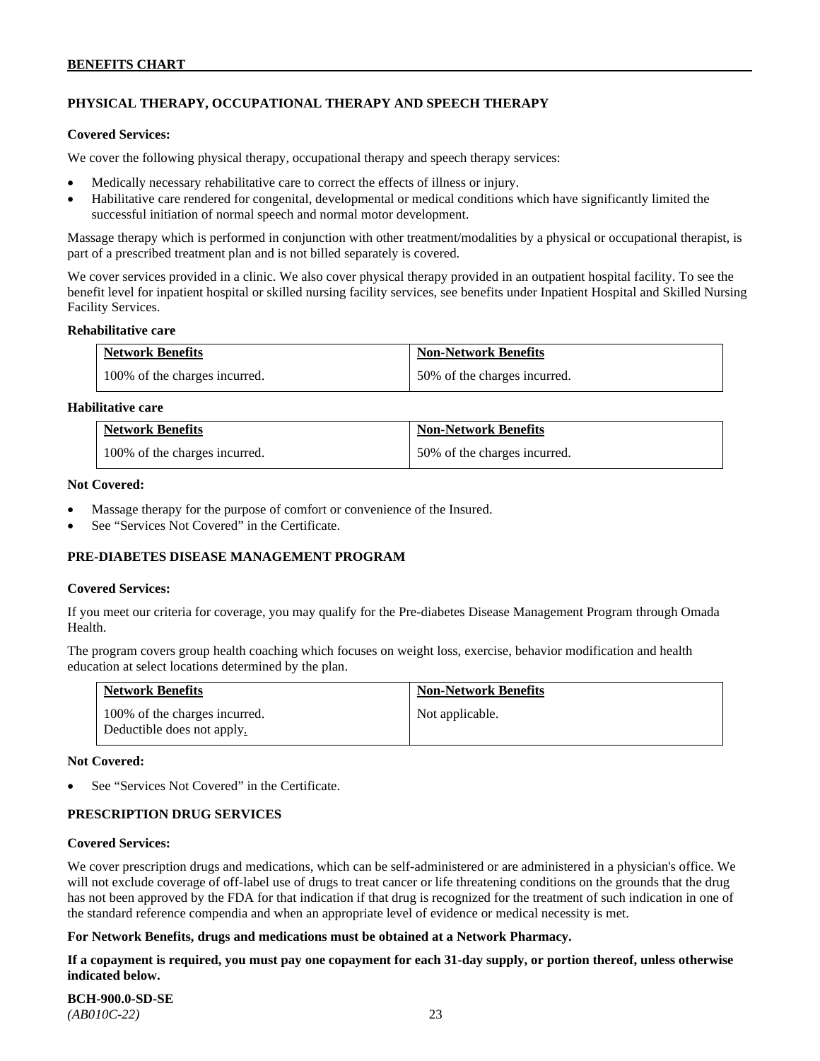## PHYSICAL THERAPY, OCCUPATIONAL THERAPY AND SPEECH THERAPY

**Covered Services:**

We cover the following physical therapy, occupational therapy and speech therapy services:

- Medically necessary rehabilitative care to correct the effects of illness or injury.
- Habilitative care rendered for congenital, developmental or medical conditions which have significantly limited the successful initiation of normal speech and normal motor development.

Massage therapy which is performed in conjunction with other treatment/modalities by a physical or occupational therapist, is part of a prescribed treatment plan and is not billed separately is covered.

We cover services provided in a clinic. We also cover physical therapy provided in an outpatient hospital facility. To see the benefit level for inpatient hospital or skilled nursing facility services, see benefits under Inpatient Hospital and Skilled Nursing Facility Services.

**Rehabilitative care**

| Network Benefits | Non-Network Benefits |
|---|---|
| 100% of the charges incurred. | 50% of the charges incurred. |

**Habilitative care**

| Network Benefits | Non-Network Benefits |
|---|---|
| 100% of the charges incurred. | 50% of the charges incurred. |

**Not Covered:**

- Massage therapy for the purpose of comfort or convenience of the Insured.
- See "Services Not Covered" in the Certificate.

## PRE-DIABETES DISEASE MANAGEMENT PROGRAM

**Covered Services:**

If you meet our criteria for coverage, you may qualify for the Pre-diabetes Disease Management Program through Omada Health.

The program covers group health coaching which focuses on weight loss, exercise, behavior modification and health education at select locations determined by the plan.

| Network Benefits | Non-Network Benefits |
|---|---|
| 100% of the charges incurred. Deductible does not apply. | Not applicable. |

**Not Covered:**

- See "Services Not Covered" in the Certificate.

## PRESCRIPTION DRUG SERVICES

**Covered Services:**

We cover prescription drugs and medications, which can be self-administered or are administered in a physician's office. We will not exclude coverage of off-label use of drugs to treat cancer or life threatening conditions on the grounds that the drug has not been approved by the FDA for that indication if that drug is recognized for the treatment of such indication in one of the standard reference compendia and when an appropriate level of evidence or medical necessity is met.

**For Network Benefits, drugs and medications must be obtained at a Network Pharmacy.**

**If a copayment is required, you must pay one copayment for each 31-day supply, or portion thereof, unless otherwise indicated below.**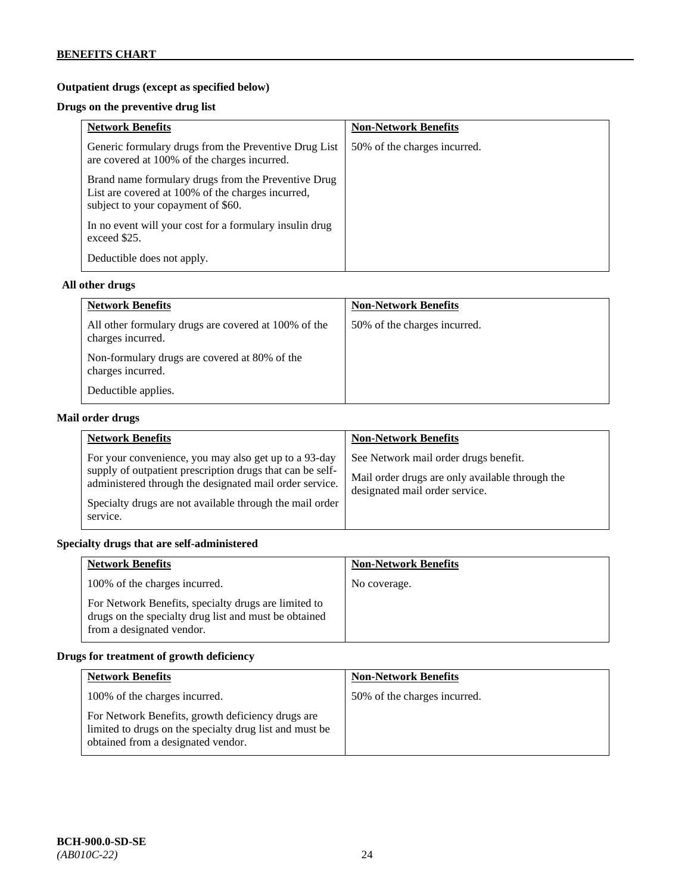**BENEFITS CHART**

**Outpatient drugs (except as specified below)**

**Drugs on the preventive drug list**

| Network Benefits | Non-Network Benefits |
|---|---|
| Generic formulary drugs from the Preventive Drug List are covered at 100% of the charges incurred.<br><br>Brand name formulary drugs from the Preventive Drug List are covered at 100% of the charges incurred, subject to your copayment of $60.<br><br>In no event will your cost for a formulary insulin drug exceed $25.<br><br>Deductible does not apply. | 50% of the charges incurred. |

**All other drugs**

| Network Benefits | Non-Network Benefits |
|---|---|
| All other formulary drugs are covered at 100% of the charges incurred.<br><br>Non-formulary drugs are covered at 80% of the charges incurred.<br><br>Deductible applies. | 50% of the charges incurred. |

**Mail order drugs**

| Network Benefits | Non-Network Benefits |
|---|---|
| For your convenience, you may also get up to a 93-day supply of outpatient prescription drugs that can be self-administered through the designated mail order service.<br><br>Specialty drugs are not available through the mail order service. | See Network mail order drugs benefit.<br><br>Mail order drugs are only available through the designated mail order service. |

**Specialty drugs that are self-administered**

| Network Benefits | Non-Network Benefits |
|---|---|
| 100% of the charges incurred.<br><br>For Network Benefits, specialty drugs are limited to drugs on the specialty drug list and must be obtained from a designated vendor. | No coverage. |

**Drugs for treatment of growth deficiency**

| Network Benefits | Non-Network Benefits |
|---|---|
| 100% of the charges incurred.<br><br>For Network Benefits, growth deficiency drugs are limited to drugs on the specialty drug list and must be obtained from a designated vendor. | 50% of the charges incurred. |

**BCH-900.0-SD-SE**
*(AB010C-22)*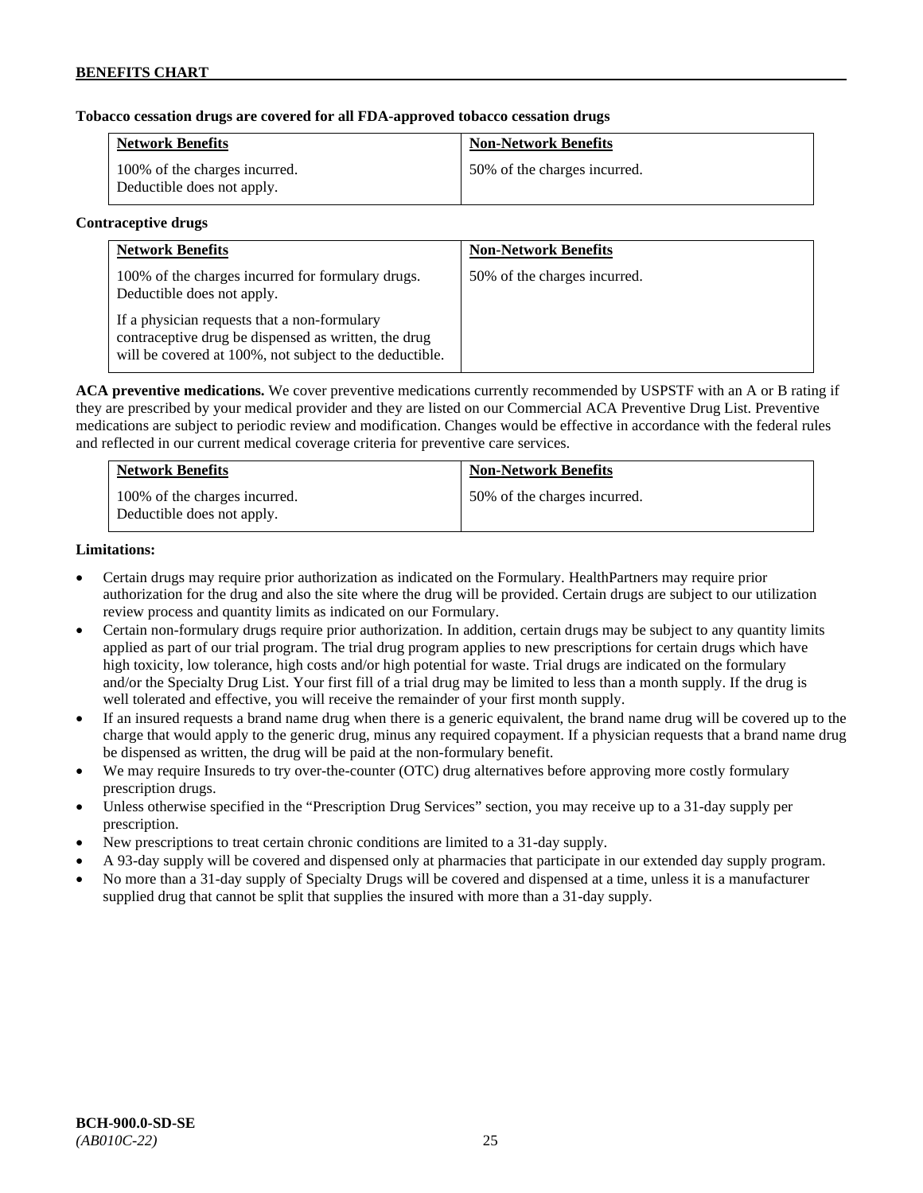**Tobacco cessation drugs are covered for all FDA-approved tobacco cessation drugs**

| Network Benefits | Non-Network Benefits |
| --- | --- |
| 100% of the charges incurred. Deductible does not apply. | 50% of the charges incurred. |

**Contraceptive drugs**

| Network Benefits | Non-Network Benefits |
| --- | --- |
| 100% of the charges incurred for formulary drugs. Deductible does not apply.<br><br>If a physician requests that a non-formulary contraceptive drug be dispensed as written, the drug will be covered at 100%, not subject to the deductible. | 50% of the charges incurred. |

**ACA preventive medications.** We cover preventive medications currently recommended by USPSTF with an A or B rating if they are prescribed by your medical provider and they are listed on our Commercial ACA Preventive Drug List. Preventive medications are subject to periodic review and modification. Changes would be effective in accordance with the federal rules and reflected in our current medical coverage criteria for preventive care services.

| Network Benefits | Non-Network Benefits |
| --- | --- |
| 100% of the charges incurred. Deductible does not apply. | 50% of the charges incurred. |

**Limitations:**

- Certain drugs may require prior authorization as indicated on the Formulary. HealthPartners may require prior authorization for the drug and also the site where the drug will be provided. Certain drugs are subject to our utilization review process and quantity limits as indicated on our Formulary.
- Certain non-formulary drugs require prior authorization. In addition, certain drugs may be subject to any quantity limits applied as part of our trial program. The trial drug program applies to new prescriptions for certain drugs which have high toxicity, low tolerance, high costs and/or high potential for waste. Trial drugs are indicated on the formulary and/or the Specialty Drug List. Your first fill of a trial drug may be limited to less than a month supply. If the drug is well tolerated and effective, you will receive the remainder of your first month supply.
- If an insured requests a brand name drug when there is a generic equivalent, the brand name drug will be covered up to the charge that would apply to the generic drug, minus any required copayment. If a physician requests that a brand name drug be dispensed as written, the drug will be paid at the non-formulary benefit.
- We may require Insureds to try over-the-counter (OTC) drug alternatives before approving more costly formulary prescription drugs.
- Unless otherwise specified in the "Prescription Drug Services" section, you may receive up to a 31-day supply per prescription.
- New prescriptions to treat certain chronic conditions are limited to a 31-day supply.
- A 93-day supply will be covered and dispensed only at pharmacies that participate in our extended day supply program.
- No more than a 31-day supply of Specialty Drugs will be covered and dispensed at a time, unless it is a manufacturer supplied drug that cannot be split that supplies the insured with more than a 31-day supply.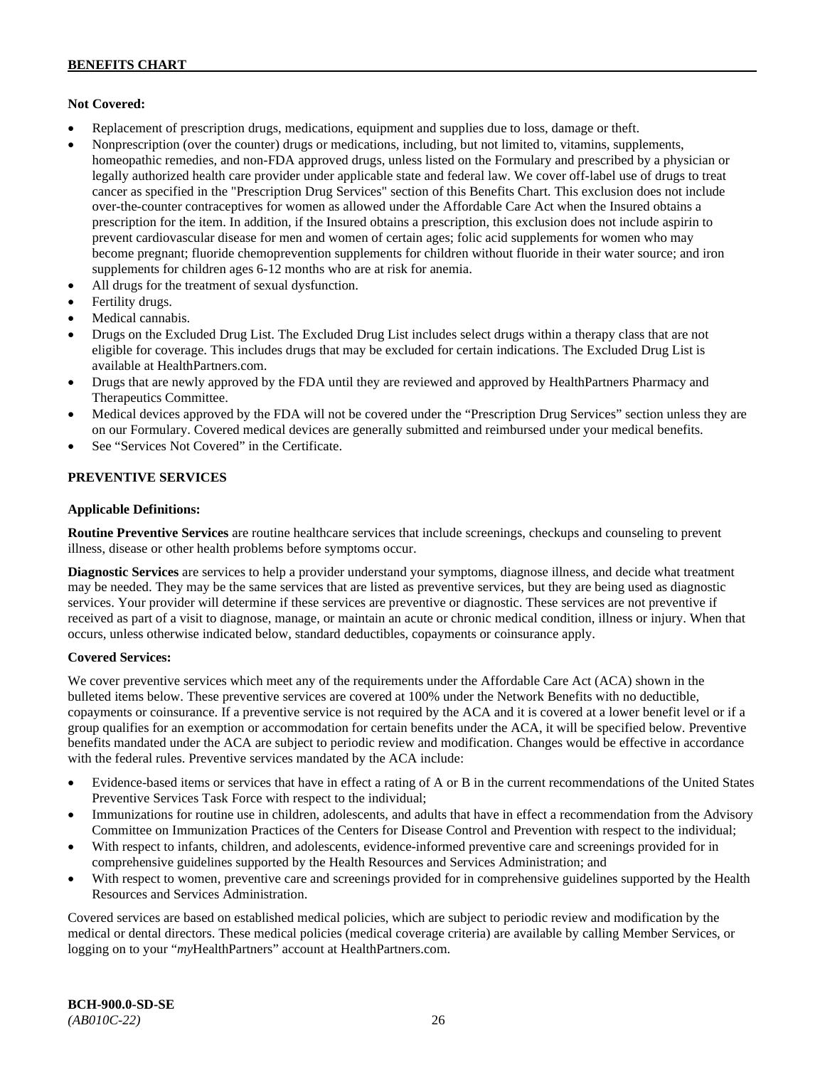**Not Covered:**

- Replacement of prescription drugs, medications, equipment and supplies due to loss, damage or theft.
- Nonprescription (over the counter) drugs or medications, including, but not limited to, vitamins, supplements, homeopathic remedies, and non-FDA approved drugs, unless listed on the Formulary and prescribed by a physician or legally authorized health care provider under applicable state and federal law. We cover off-label use of drugs to treat cancer as specified in the "Prescription Drug Services" section of this Benefits Chart. This exclusion does not include over-the-counter contraceptives for women as allowed under the Affordable Care Act when the Insured obtains a prescription for the item. In addition, if the Insured obtains a prescription, this exclusion does not include aspirin to prevent cardiovascular disease for men and women of certain ages; folic acid supplements for women who may become pregnant; fluoride chemoprevention supplements for children without fluoride in their water source; and iron supplements for children ages 6-12 months who are at risk for anemia.
- All drugs for the treatment of sexual dysfunction.
- Fertility drugs.
- Medical cannabis.
- Drugs on the Excluded Drug List. The Excluded Drug List includes select drugs within a therapy class that are not eligible for coverage. This includes drugs that may be excluded for certain indications. The Excluded Drug List is available at HealthPartners.com.
- Drugs that are newly approved by the FDA until they are reviewed and approved by HealthPartners Pharmacy and Therapeutics Committee.
- Medical devices approved by the FDA will not be covered under the "Prescription Drug Services" section unless they are on our Formulary. Covered medical devices are generally submitted and reimbursed under your medical benefits.
- See "Services Not Covered" in the Certificate.

## PREVENTIVE SERVICES

**Applicable Definitions:**

**Routine Preventive Services** are routine healthcare services that include screenings, checkups and counseling to prevent illness, disease or other health problems before symptoms occur.

**Diagnostic Services** are services to help a provider understand your symptoms, diagnose illness, and decide what treatment may be needed. They may be the same services that are listed as preventive services, but they are being used as diagnostic services. Your provider will determine if these services are preventive or diagnostic. These services are not preventive if received as part of a visit to diagnose, manage, or maintain an acute or chronic medical condition, illness or injury. When that occurs, unless otherwise indicated below, standard deductibles, copayments or coinsurance apply.

**Covered Services:**

We cover preventive services which meet any of the requirements under the Affordable Care Act (ACA) shown in the bulleted items below. These preventive services are covered at 100% under the Network Benefits with no deductible, copayments or coinsurance. If a preventive service is not required by the ACA and it is covered at a lower benefit level or if a group qualifies for an exemption or accommodation for certain benefits under the ACA, it will be specified below. Preventive benefits mandated under the ACA are subject to periodic review and modification. Changes would be effective in accordance with the federal rules. Preventive services mandated by the ACA include:

- Evidence-based items or services that have in effect a rating of A or B in the current recommendations of the United States Preventive Services Task Force with respect to the individual;
- Immunizations for routine use in children, adolescents, and adults that have in effect a recommendation from the Advisory Committee on Immunization Practices of the Centers for Disease Control and Prevention with respect to the individual;
- With respect to infants, children, and adolescents, evidence-informed preventive care and screenings provided for in comprehensive guidelines supported by the Health Resources and Services Administration; and
- With respect to women, preventive care and screenings provided for in comprehensive guidelines supported by the Health Resources and Services Administration.

Covered services are based on established medical policies, which are subject to periodic review and modification by the medical or dental directors. These medical policies (medical coverage criteria) are available by calling Member Services, or logging on to your "*my*HealthPartners" account at HealthPartners.com.

**BCH-900.0-SD-SE**
*(AB010C-22)*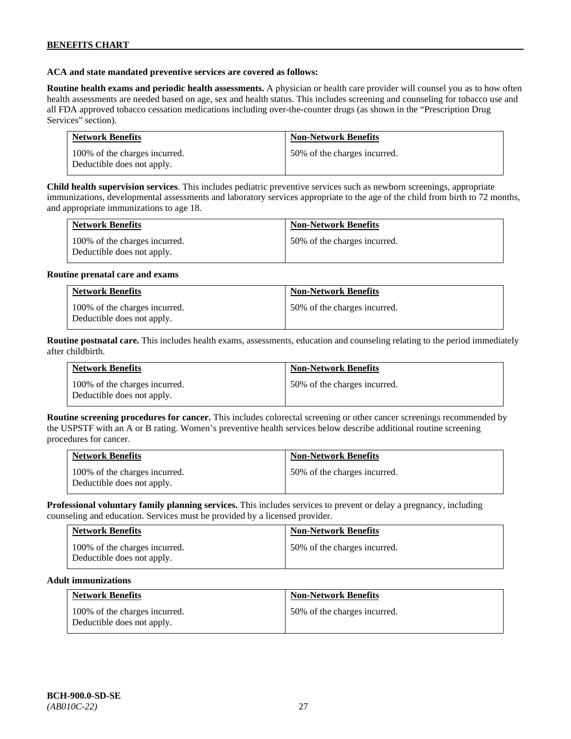**ACA and state mandated preventive services are covered as follows:**

**Routine health exams and periodic health assessments.** A physician or health care provider will counsel you as to how often health assessments are needed based on age, sex and health status. This includes screening and counseling for tobacco use and all FDA approved tobacco cessation medications including over-the-counter drugs (as shown in the "Prescription Drug Services" section).

| Network Benefits | Non-Network Benefits |
| --- | --- |
| 100% of the charges incurred. Deductible does not apply. | 50% of the charges incurred. |

**Child health supervision services**. This includes pediatric preventive services such as newborn screenings, appropriate immunizations, developmental assessments and laboratory services appropriate to the age of the child from birth to 72 months, and appropriate immunizations to age 18.

| Network Benefits | Non-Network Benefits |
| --- | --- |
| 100% of the charges incurred. Deductible does not apply. | 50% of the charges incurred. |

**Routine prenatal care and exams**

| Network Benefits | Non-Network Benefits |
| --- | --- |
| 100% of the charges incurred. Deductible does not apply. | 50% of the charges incurred. |

**Routine postnatal care.** This includes health exams, assessments, education and counseling relating to the period immediately after childbirth.

| Network Benefits | Non-Network Benefits |
| --- | --- |
| 100% of the charges incurred. Deductible does not apply. | 50% of the charges incurred. |

**Routine screening procedures for cancer.** This includes colorectal screening or other cancer screenings recommended by the USPSTF with an A or B rating. Women's preventive health services below describe additional routine screening procedures for cancer.

| Network Benefits | Non-Network Benefits |
| --- | --- |
| 100% of the charges incurred. Deductible does not apply. | 50% of the charges incurred. |

**Professional voluntary family planning services.** This includes services to prevent or delay a pregnancy, including counseling and education. Services must be provided by a licensed provider.

| Network Benefits | Non-Network Benefits |
| --- | --- |
| 100% of the charges incurred. Deductible does not apply. | 50% of the charges incurred. |

**Adult immunizations**

| Network Benefits | Non-Network Benefits |
| --- | --- |
| 100% of the charges incurred. Deductible does not apply. | 50% of the charges incurred. |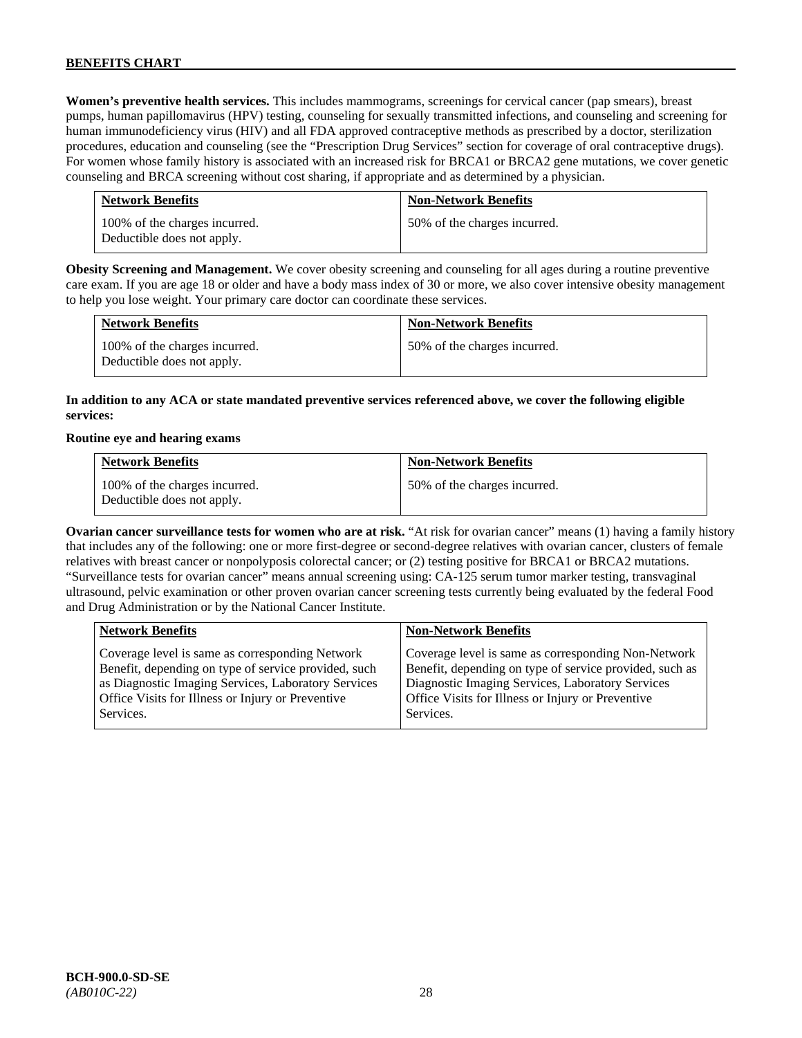**Women's preventive health services.** This includes mammograms, screenings for cervical cancer (pap smears), breast pumps, human papillomavirus (HPV) testing, counseling for sexually transmitted infections, and counseling and screening for human immunodeficiency virus (HIV) and all FDA approved contraceptive methods as prescribed by a doctor, sterilization procedures, education and counseling (see the "Prescription Drug Services" section for coverage of oral contraceptive drugs). For women whose family history is associated with an increased risk for BRCA1 or BRCA2 gene mutations, we cover genetic counseling and BRCA screening without cost sharing, if appropriate and as determined by a physician.

| Network Benefits | Non-Network Benefits |
|---|---|
| 100% of the charges incurred. Deductible does not apply. | 50% of the charges incurred. |

**Obesity Screening and Management.** We cover obesity screening and counseling for all ages during a routine preventive care exam. If you are age 18 or older and have a body mass index of 30 or more, we also cover intensive obesity management to help you lose weight. Your primary care doctor can coordinate these services.

| Network Benefits | Non-Network Benefits |
|---|---|
| 100% of the charges incurred. Deductible does not apply. | 50% of the charges incurred. |

**In addition to any ACA or state mandated preventive services referenced above, we cover the following eligible services:**

**Routine eye and hearing exams**

| Network Benefits | Non-Network Benefits |
|---|---|
| 100% of the charges incurred. Deductible does not apply. | 50% of the charges incurred. |

**Ovarian cancer surveillance tests for women who are at risk.** "At risk for ovarian cancer" means (1) having a family history that includes any of the following: one or more first-degree or second-degree relatives with ovarian cancer, clusters of female relatives with breast cancer or nonpolyposis colorectal cancer; or (2) testing positive for BRCA1 or BRCA2 mutations. "Surveillance tests for ovarian cancer" means annual screening using: CA-125 serum tumor marker testing, transvaginal ultrasound, pelvic examination or other proven ovarian cancer screening tests currently being evaluated by the federal Food and Drug Administration or by the National Cancer Institute.

| Network Benefits | Non-Network Benefits |
|---|---|
| Coverage level is same as corresponding Network Benefit, depending on type of service provided, such as Diagnostic Imaging Services, Laboratory Services Office Visits for Illness or Injury or Preventive Services. | Coverage level is same as corresponding Non-Network Benefit, depending on type of service provided, such as Diagnostic Imaging Services, Laboratory Services Office Visits for Illness or Injury or Preventive Services. |

**BCH-900.0-SD-SE**
*(AB010C-22)*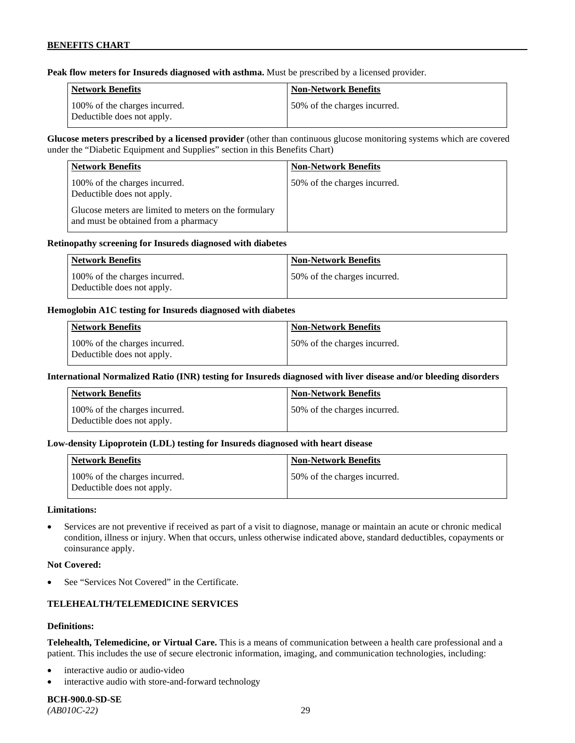**Peak flow meters for Insureds diagnosed with asthma.** Must be prescribed by a licensed provider.

| Network Benefits | Non-Network Benefits |
|---|---|
| 100% of the charges incurred. Deductible does not apply. | 50% of the charges incurred. |

**Glucose meters prescribed by a licensed provider** (other than continuous glucose monitoring systems which are covered under the "Diabetic Equipment and Supplies" section in this Benefits Chart)

| Network Benefits | Non-Network Benefits |
|---|---|
| 100% of the charges incurred. Deductible does not apply. Glucose meters are limited to meters on the formulary and must be obtained from a pharmacy | 50% of the charges incurred. |

**Retinopathy screening for Insureds diagnosed with diabetes**

| Network Benefits | Non-Network Benefits |
|---|---|
| 100% of the charges incurred. Deductible does not apply. | 50% of the charges incurred. |

**Hemoglobin A1C testing for Insureds diagnosed with diabetes**

| Network Benefits | Non-Network Benefits |
|---|---|
| 100% of the charges incurred. Deductible does not apply. | 50% of the charges incurred. |

**International Normalized Ratio (INR) testing for Insureds diagnosed with liver disease and/or bleeding disorders**

| Network Benefits | Non-Network Benefits |
|---|---|
| 100% of the charges incurred. Deductible does not apply. | 50% of the charges incurred. |

**Low-density Lipoprotein (LDL) testing for Insureds diagnosed with heart disease**

| Network Benefits | Non-Network Benefits |
|---|---|
| 100% of the charges incurred. Deductible does not apply. | 50% of the charges incurred. |

**Limitations:**

- Services are not preventive if received as part of a visit to diagnose, manage or maintain an acute or chronic medical condition, illness or injury. When that occurs, unless otherwise indicated above, standard deductibles, copayments or coinsurance apply.

**Not Covered:**

- See "Services Not Covered" in the Certificate.

## TELEHEALTH/TELEMEDICINE SERVICES

**Definitions:**

**Telehealth, Telemedicine, or Virtual Care.** This is a means of communication between a health care professional and a patient. This includes the use of secure electronic information, imaging, and communication technologies, including:

- interactive audio or audio-video
- interactive audio with store-and-forward technology

**BCH-900.0-SD-SE**
*(AB010C-22)*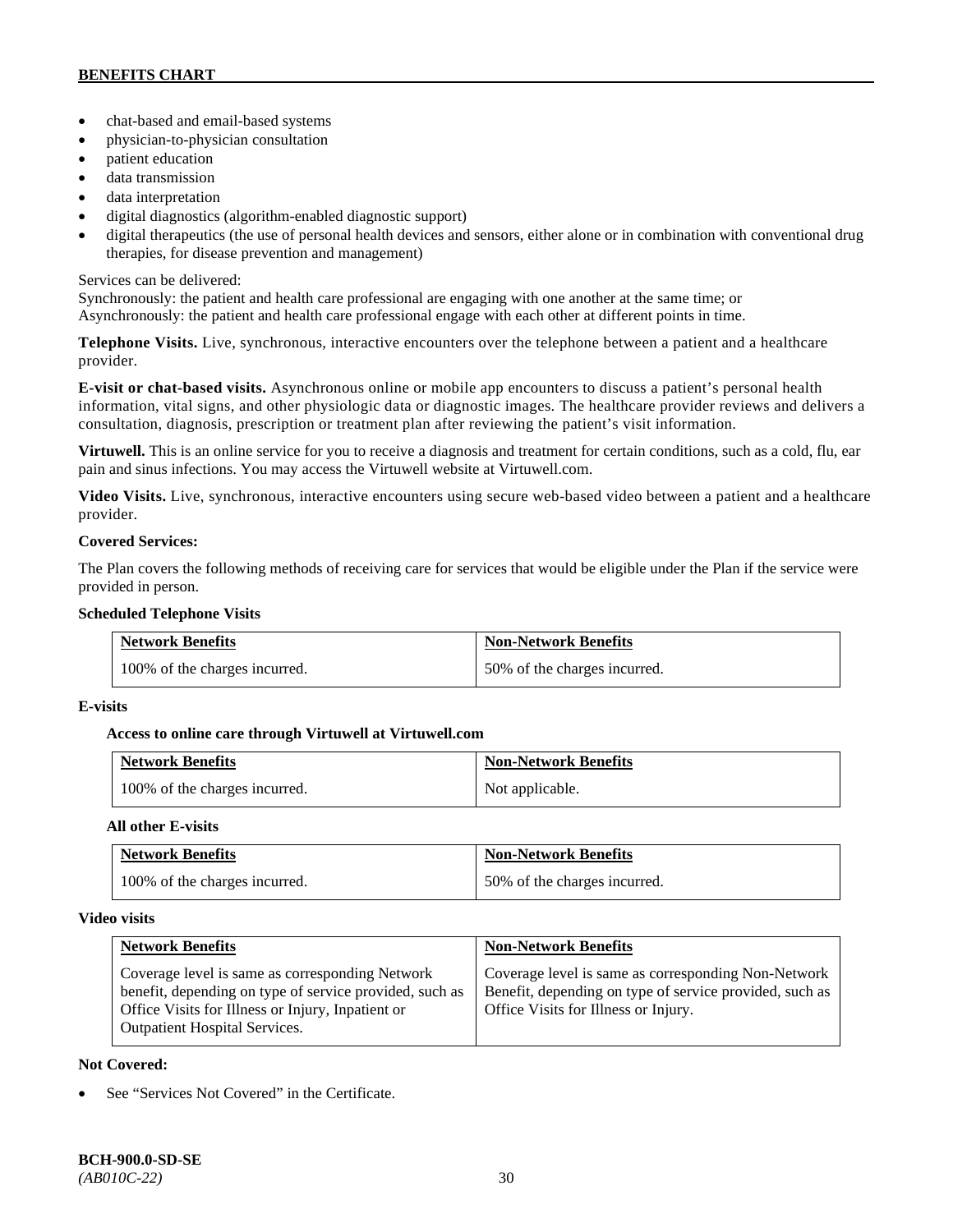- chat-based and email-based systems
- physician-to-physician consultation
- patient education
- data transmission
- data interpretation
- digital diagnostics (algorithm-enabled diagnostic support)
- digital therapeutics (the use of personal health devices and sensors, either alone or in combination with conventional drug therapies, for disease prevention and management)

Services can be delivered:
Synchronously: the patient and health care professional are engaging with one another at the same time; or
Asynchronously: the patient and health care professional engage with each other at different points in time.

**Telephone Visits.** Live, synchronous, interactive encounters over the telephone between a patient and a healthcare provider.

**E-visit or chat-based visits.** Asynchronous online or mobile app encounters to discuss a patient's personal health information, vital signs, and other physiologic data or diagnostic images. The healthcare provider reviews and delivers a consultation, diagnosis, prescription or treatment plan after reviewing the patient's visit information.

**Virtuwell.** This is an online service for you to receive a diagnosis and treatment for certain conditions, such as a cold, flu, ear pain and sinus infections. You may access the Virtuwell website at Virtuwell.com.

**Video Visits.** Live, synchronous, interactive encounters using secure web-based video between a patient and a healthcare provider.

**Covered Services:**

The Plan covers the following methods of receiving care for services that would be eligible under the Plan if the service were provided in person.

**Scheduled Telephone Visits**

| Network Benefits | Non-Network Benefits |
|---|---|
| 100% of the charges incurred. | 50% of the charges incurred. |

**E-visits**

**Access to online care through Virtuwell at Virtuwell.com**

| Network Benefits | Non-Network Benefits |
|---|---|
| 100% of the charges incurred. | Not applicable. |

**All other E-visits**

| Network Benefits | Non-Network Benefits |
|---|---|
| 100% of the charges incurred. | 50% of the charges incurred. |

**Video visits**

| Network Benefits | Non-Network Benefits |
|---|---|
| Coverage level is same as corresponding Network benefit, depending on type of service provided, such as Office Visits for Illness or Injury, Inpatient or Outpatient Hospital Services. | Coverage level is same as corresponding Non-Network Benefit, depending on type of service provided, such as Office Visits for Illness or Injury. |

**Not Covered:**

- See "Services Not Covered" in the Certificate.

**BCH-900.0-SD-SE**
*(AB010C-22)*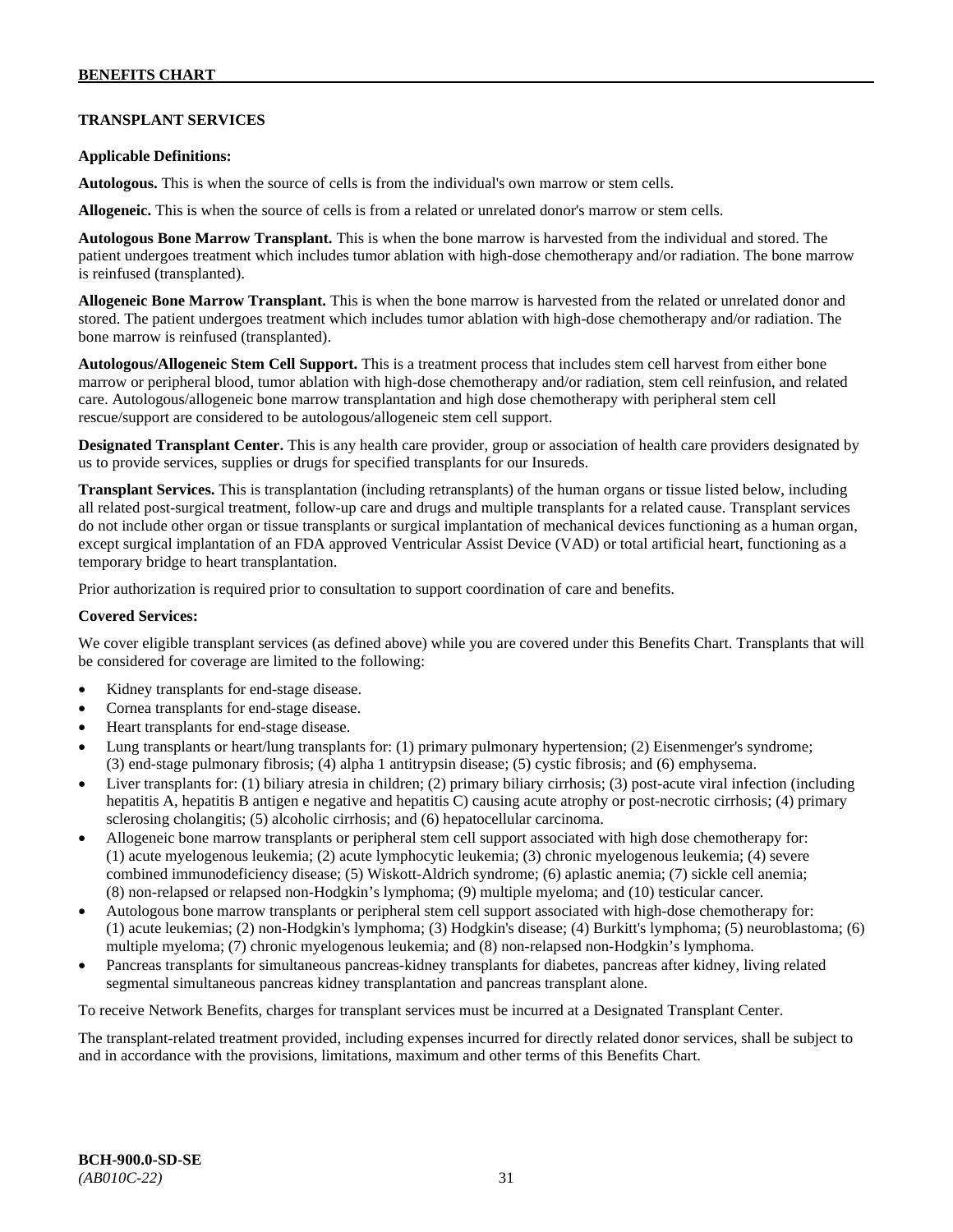## TRANSPLANT SERVICES

**Applicable Definitions:**

**Autologous.** This is when the source of cells is from the individual's own marrow or stem cells.

**Allogeneic.** This is when the source of cells is from a related or unrelated donor's marrow or stem cells.

**Autologous Bone Marrow Transplant.** This is when the bone marrow is harvested from the individual and stored. The patient undergoes treatment which includes tumor ablation with high-dose chemotherapy and/or radiation. The bone marrow is reinfused (transplanted).

**Allogeneic Bone Marrow Transplant.** This is when the bone marrow is harvested from the related or unrelated donor and stored. The patient undergoes treatment which includes tumor ablation with high-dose chemotherapy and/or radiation. The bone marrow is reinfused (transplanted).

**Autologous/Allogeneic Stem Cell Support.** This is a treatment process that includes stem cell harvest from either bone marrow or peripheral blood, tumor ablation with high-dose chemotherapy and/or radiation, stem cell reinfusion, and related care. Autologous/allogeneic bone marrow transplantation and high dose chemotherapy with peripheral stem cell rescue/support are considered to be autologous/allogeneic stem cell support.

**Designated Transplant Center.** This is any health care provider, group or association of health care providers designated by us to provide services, supplies or drugs for specified transplants for our Insureds.

**Transplant Services.** This is transplantation (including retransplants) of the human organs or tissue listed below, including all related post-surgical treatment, follow-up care and drugs and multiple transplants for a related cause. Transplant services do not include other organ or tissue transplants or surgical implantation of mechanical devices functioning as a human organ, except surgical implantation of an FDA approved Ventricular Assist Device (VAD) or total artificial heart, functioning as a temporary bridge to heart transplantation.

Prior authorization is required prior to consultation to support coordination of care and benefits.

**Covered Services:**

We cover eligible transplant services (as defined above) while you are covered under this Benefits Chart. Transplants that will be considered for coverage are limited to the following:

- Kidney transplants for end-stage disease.
- Cornea transplants for end-stage disease.
- Heart transplants for end-stage disease.
- Lung transplants or heart/lung transplants for: (1) primary pulmonary hypertension; (2) Eisenmenger's syndrome; (3) end-stage pulmonary fibrosis; (4) alpha 1 antitrypsin disease; (5) cystic fibrosis; and (6) emphysema.
- Liver transplants for: (1) biliary atresia in children; (2) primary biliary cirrhosis; (3) post-acute viral infection (including hepatitis A, hepatitis B antigen e negative and hepatitis C) causing acute atrophy or post-necrotic cirrhosis; (4) primary sclerosing cholangitis; (5) alcoholic cirrhosis; and (6) hepatocellular carcinoma.
- Allogeneic bone marrow transplants or peripheral stem cell support associated with high dose chemotherapy for: (1) acute myelogenous leukemia; (2) acute lymphocytic leukemia; (3) chronic myelogenous leukemia; (4) severe combined immunodeficiency disease; (5) Wiskott-Aldrich syndrome; (6) aplastic anemia; (7) sickle cell anemia; (8) non-relapsed or relapsed non-Hodgkin's lymphoma; (9) multiple myeloma; and (10) testicular cancer.
- Autologous bone marrow transplants or peripheral stem cell support associated with high-dose chemotherapy for: (1) acute leukemias; (2) non-Hodgkin's lymphoma; (3) Hodgkin's disease; (4) Burkitt's lymphoma; (5) neuroblastoma; (6) multiple myeloma; (7) chronic myelogenous leukemia; and (8) non-relapsed non-Hodgkin's lymphoma.
- Pancreas transplants for simultaneous pancreas-kidney transplants for diabetes, pancreas after kidney, living related segmental simultaneous pancreas kidney transplantation and pancreas transplant alone.

To receive Network Benefits, charges for transplant services must be incurred at a Designated Transplant Center.

The transplant-related treatment provided, including expenses incurred for directly related donor services, shall be subject to and in accordance with the provisions, limitations, maximum and other terms of this Benefits Chart.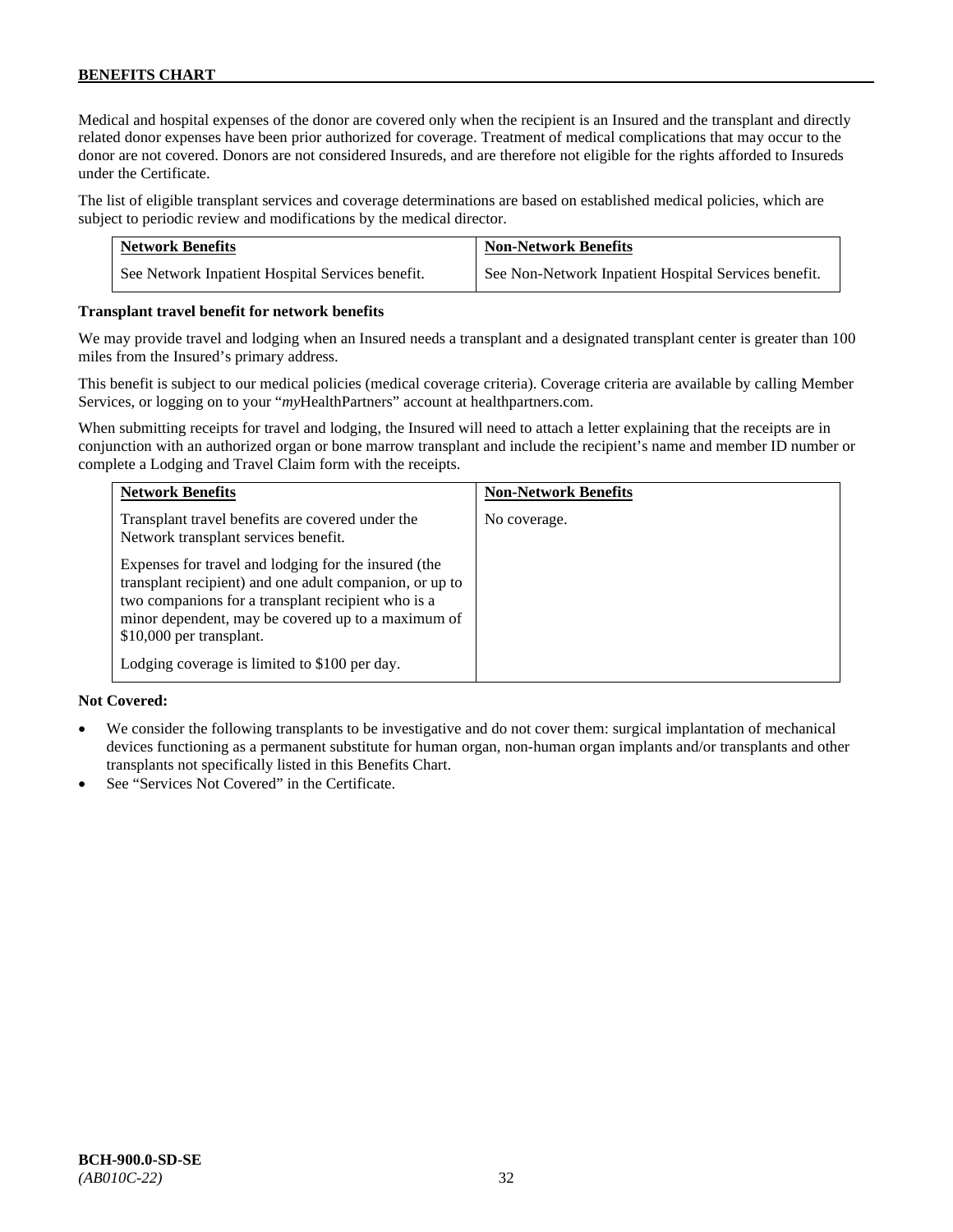Medical and hospital expenses of the donor are covered only when the recipient is an Insured and the transplant and directly related donor expenses have been prior authorized for coverage. Treatment of medical complications that may occur to the donor are not covered. Donors are not considered Insureds, and are therefore not eligible for the rights afforded to Insureds under the Certificate.

The list of eligible transplant services and coverage determinations are based on established medical policies, which are subject to periodic review and modifications by the medical director.

| Network Benefits | Non-Network Benefits |
|---|---|
| See Network Inpatient Hospital Services benefit. | See Non-Network Inpatient Hospital Services benefit. |

**Transplant travel benefit for network benefits**

We may provide travel and lodging when an Insured needs a transplant and a designated transplant center is greater than 100 miles from the Insured's primary address.

This benefit is subject to our medical policies (medical coverage criteria). Coverage criteria are available by calling Member Services, or logging on to your "*my*HealthPartners" account at healthpartners.com.

When submitting receipts for travel and lodging, the Insured will need to attach a letter explaining that the receipts are in conjunction with an authorized organ or bone marrow transplant and include the recipient's name and member ID number or complete a Lodging and Travel Claim form with the receipts.

| Network Benefits | Non-Network Benefits |
|---|---|
| Transplant travel benefits are covered under the Network transplant services benefit.<br><br>Expenses for travel and lodging for the insured (the transplant recipient) and one adult companion, or up to two companions for a transplant recipient who is a minor dependent, may be covered up to a maximum of $10,000 per transplant.<br><br>Lodging coverage is limited to $100 per day. | No coverage. |

**Not Covered:**

- We consider the following transplants to be investigative and do not cover them: surgical implantation of mechanical devices functioning as a permanent substitute for human organ, non-human organ implants and/or transplants and other transplants not specifically listed in this Benefits Chart.
- See "Services Not Covered" in the Certificate.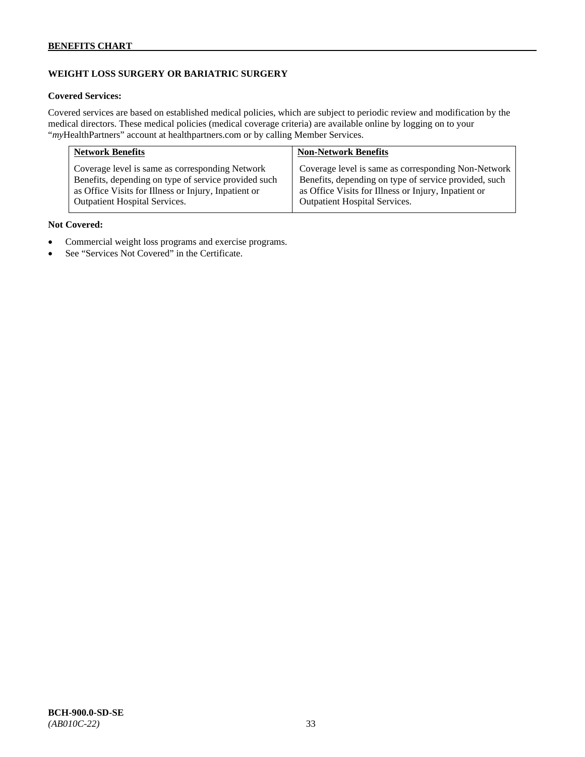## WEIGHT LOSS SURGERY OR BARIATRIC SURGERY

**Covered Services:**

Covered services are based on established medical policies, which are subject to periodic review and modification by the medical directors. These medical policies (medical coverage criteria) are available online by logging on to your "*my*HealthPartners" account at healthpartners.com or by calling Member Services.

| Network Benefits | Non-Network Benefits |
| --- | --- |
| Coverage level is same as corresponding Network Benefits, depending on type of service provided such as Office Visits for Illness or Injury, Inpatient or Outpatient Hospital Services. | Coverage level is same as corresponding Non-Network Benefits, depending on type of service provided, such as Office Visits for Illness or Injury, Inpatient or Outpatient Hospital Services. |

**Not Covered:**

- Commercial weight loss programs and exercise programs.
- See "Services Not Covered" in the Certificate.